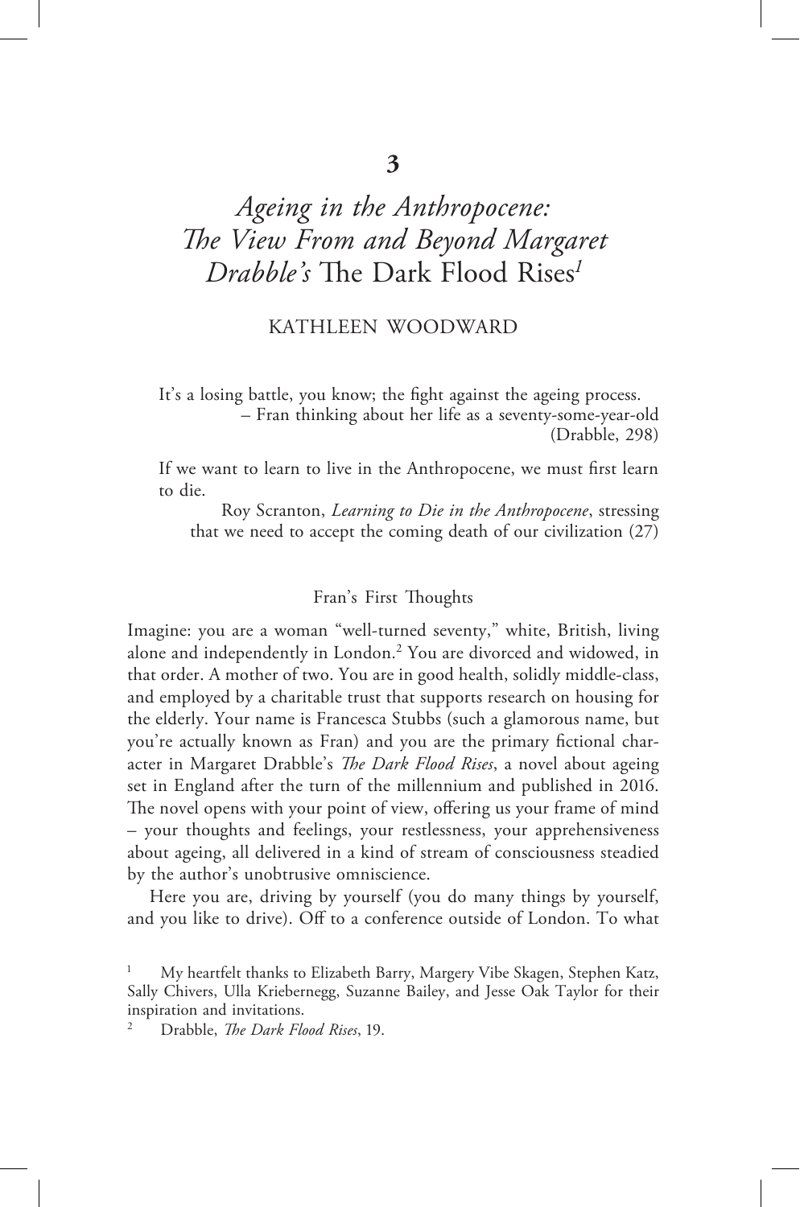# 3

# *Ageing in the Anthropocene: The View From and Beyond Margaret Drabble's* The Dark Flood Rises[1]

## KATHLEEN WOODWARD

> It's a losing battle, you know; the fight against the ageing process.
> – Fran thinking about her life as a seventy-some-year-old (Drabble, 298)

> If we want to learn to live in the Anthropocene, we must first learn to die.
> Roy Scranton, *Learning to Die in the Anthropocene*, stressing that we need to accept the coming death of our civilization (27)

### Fran's First Thoughts

Imagine: you are a woman "well-turned seventy," white, British, living alone and independently in London.[2] You are divorced and widowed, in that order. A mother of two. You are in good health, solidly middle-class, and employed by a charitable trust that supports research on housing for the elderly. Your name is Francesca Stubbs (such a glamorous name, but you're actually known as Fran) and you are the primary fictional character in Margaret Drabble's *The Dark Flood Rises*, a novel about ageing set in England after the turn of the millennium and published in 2016. The novel opens with your point of view, offering us your frame of mind – your thoughts and feelings, your restlessness, your apprehensiveness about ageing, all delivered in a kind of stream of consciousness steadied by the author's unobtrusive omniscience.

Here you are, driving by yourself (you do many things by yourself, and you like to drive). Off to a conference outside of London. To what

---

[1] My heartfelt thanks to Elizabeth Barry, Margery Vibe Skagen, Stephen Katz, Sally Chivers, Ulla Kriebernegg, Suzanne Bailey, and Jesse Oak Taylor for their inspiration and invitations.

[2] Drabble, *The Dark Flood Rises*, 19.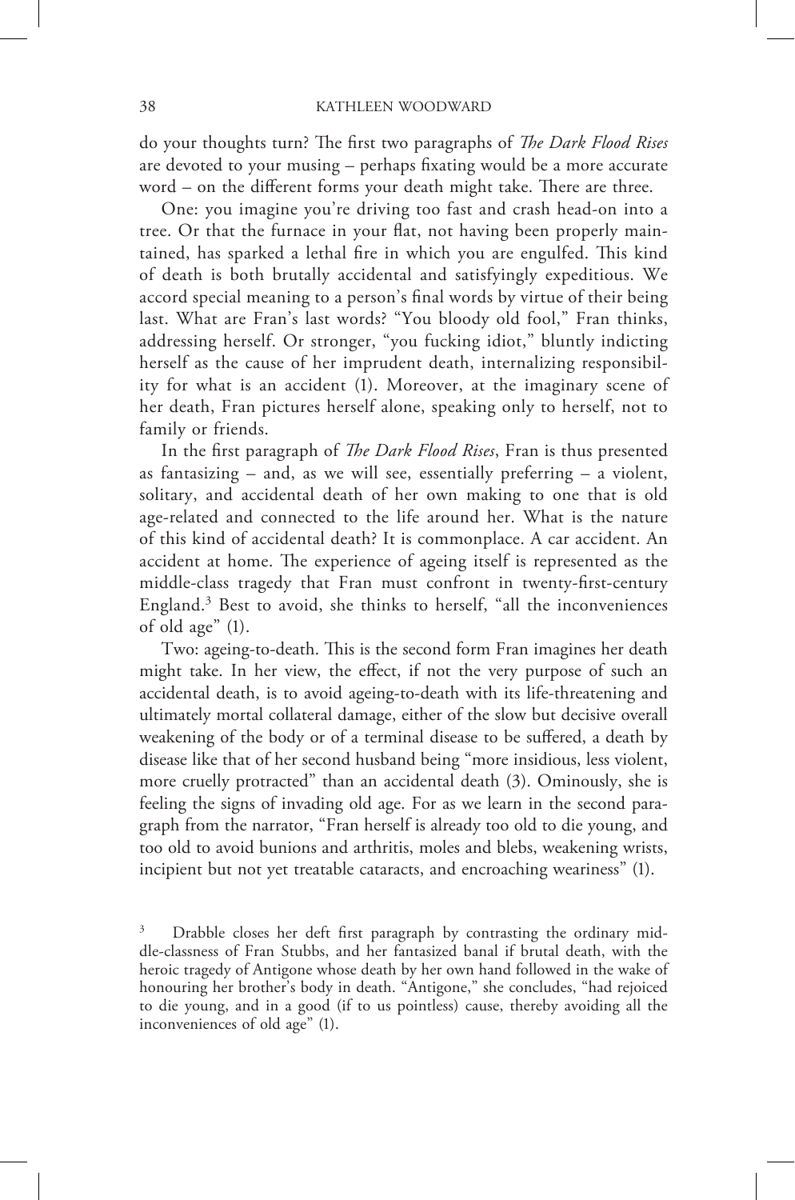do your thoughts turn? The first two paragraphs of *The Dark Flood Rises* are devoted to your musing – perhaps fixating would be a more accurate word – on the different forms your death might take. There are three.

One: you imagine you're driving too fast and crash head-on into a tree. Or that the furnace in your flat, not having been properly maintained, has sparked a lethal fire in which you are engulfed. This kind of death is both brutally accidental and satisfyingly expeditious. We accord special meaning to a person's final words by virtue of their being last. What are Fran's last words? "You bloody old fool," Fran thinks, addressing herself. Or stronger, "you fucking idiot," bluntly indicting herself as the cause of her imprudent death, internalizing responsibility for what is an accident (1). Moreover, at the imaginary scene of her death, Fran pictures herself alone, speaking only to herself, not to family or friends.

In the first paragraph of *The Dark Flood Rises*, Fran is thus presented as fantasizing – and, as we will see, essentially preferring – a violent, solitary, and accidental death of her own making to one that is old age-related and connected to the life around her. What is the nature of this kind of accidental death? It is commonplace. A car accident. An accident at home. The experience of ageing itself is represented as the middle-class tragedy that Fran must confront in twenty-first-century England.[3] Best to avoid, she thinks to herself, "all the inconveniences of old age" (1).

Two: ageing-to-death. This is the second form Fran imagines her death might take. In her view, the effect, if not the very purpose of such an accidental death, is to avoid ageing-to-death with its life-threatening and ultimately mortal collateral damage, either of the slow but decisive overall weakening of the body or of a terminal disease to be suffered, a death by disease like that of her second husband being "more insidious, less violent, more cruelly protracted" than an accidental death (3). Ominously, she is feeling the signs of invading old age. For as we learn in the second paragraph from the narrator, "Fran herself is already too old to die young, and too old to avoid bunions and arthritis, moles and blebs, weakening wrists, incipient but not yet treatable cataracts, and encroaching weariness" (1).

[3] Drabble closes her deft first paragraph by contrasting the ordinary middle-classness of Fran Stubbs, and her fantasized banal if brutal death, with the heroic tragedy of Antigone whose death by her own hand followed in the wake of honouring her brother's body in death. "Antigone," she concludes, "had rejoiced to die young, and in a good (if to us pointless) cause, thereby avoiding all the inconveniences of old age" (1).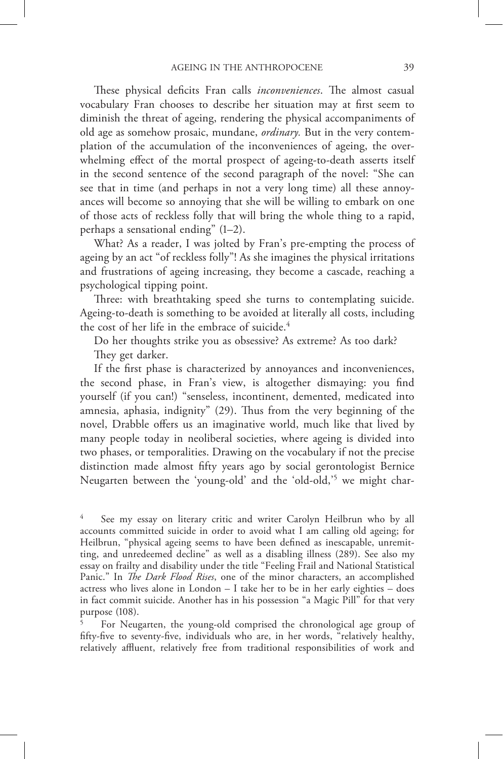These physical deficits Fran calls *inconveniences*. The almost casual vocabulary Fran chooses to describe her situation may at first seem to diminish the threat of ageing, rendering the physical accompaniments of old age as somehow prosaic, mundane, *ordinary.* But in the very contemplation of the accumulation of the inconveniences of ageing, the overwhelming effect of the mortal prospect of ageing-to-death asserts itself in the second sentence of the second paragraph of the novel: "She can see that in time (and perhaps in not a very long time) all these annoyances will become so annoying that she will be willing to embark on one of those acts of reckless folly that will bring the whole thing to a rapid, perhaps a sensational ending" (1–2).

What? As a reader, I was jolted by Fran's pre-empting the process of ageing by an act "of reckless folly"! As she imagines the physical irritations and frustrations of ageing increasing, they become a cascade, reaching a psychological tipping point.

Three: with breathtaking speed she turns to contemplating suicide. Ageing-to-death is something to be avoided at literally all costs, including the cost of her life in the embrace of suicide.[4]

Do her thoughts strike you as obsessive? As extreme? As too dark?

They get darker.

If the first phase is characterized by annoyances and inconveniences, the second phase, in Fran's view, is altogether dismaying: you find yourself (if you can!) "senseless, incontinent, demented, medicated into amnesia, aphasia, indignity" (29). Thus from the very beginning of the novel, Drabble offers us an imaginative world, much like that lived by many people today in neoliberal societies, where ageing is divided into two phases, or temporalities. Drawing on the vocabulary if not the precise distinction made almost fifty years ago by social gerontologist Bernice Neugarten between the 'young-old' and the 'old-old,'[5] we might char-

---

[4] See my essay on literary critic and writer Carolyn Heilbrun who by all accounts committed suicide in order to avoid what I am calling old ageing; for Heilbrun, "physical ageing seems to have been defined as inescapable, unremitting, and unredeemed decline" as well as a disabling illness (289). See also my essay on frailty and disability under the title "Feeling Frail and National Statistical Panic." In *The Dark Flood Rises*, one of the minor characters, an accomplished actress who lives alone in London – I take her to be in her early eighties – does in fact commit suicide. Another has in his possession "a Magic Pill" for that very purpose (108).

[5] For Neugarten, the young-old comprised the chronological age group of fifty-five to seventy-five, individuals who are, in her words, "relatively healthy, relatively affluent, relatively free from traditional responsibilities of work and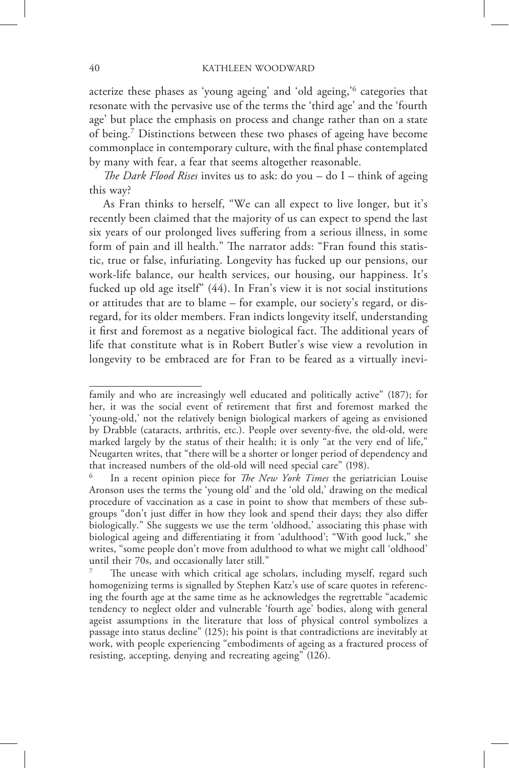acterize these phases as 'young ageing' and 'old ageing,'[6] categories that resonate with the pervasive use of the terms the 'third age' and the 'fourth age' but place the emphasis on process and change rather than on a state of being.[7] Distinctions between these two phases of ageing have become commonplace in contemporary culture, with the final phase contemplated by many with fear, a fear that seems altogether reasonable.

*The Dark Flood Rises* invites us to ask: do you – do I – think of ageing this way?

As Fran thinks to herself, "We can all expect to live longer, but it's recently been claimed that the majority of us can expect to spend the last six years of our prolonged lives suffering from a serious illness, in some form of pain and ill health." The narrator adds: "Fran found this statistic, true or false, infuriating. Longevity has fucked up our pensions, our work-life balance, our health services, our housing, our happiness. It's fucked up old age itself" (44). In Fran's view it is not social institutions or attitudes that are to blame – for example, our society's regard, or disregard, for its older members. Fran indicts longevity itself, understanding it first and foremost as a negative biological fact. The additional years of life that constitute what is in Robert Butler's wise view a revolution in longevity to be embraced are for Fran to be feared as a virtually inevi-

---

family and who are increasingly well educated and politically active" (187); for her, it was the social event of retirement that first and foremost marked the 'young-old,' not the relatively benign biological markers of ageing as envisioned by Drabble (cataracts, arthritis, etc.). People over seventy-five, the old-old, were marked largely by the status of their health; it is only "at the very end of life," Neugarten writes, that "there will be a shorter or longer period of dependency and that increased numbers of the old-old will need special care" (198).

[6] In a recent opinion piece for *The New York Times* the geriatrician Louise Aronson uses the terms the 'young old' and the 'old old,' drawing on the medical procedure of vaccination as a case in point to show that members of these subgroups "don't just differ in how they look and spend their days; they also differ biologically." She suggests we use the term 'oldhood,' associating this phase with biological ageing and differentiating it from 'adulthood'; "With good luck," she writes, "some people don't move from adulthood to what we might call 'oldhood' until their 70s, and occasionally later still."

[7] The unease with which critical age scholars, including myself, regard such homogenizing terms is signalled by Stephen Katz's use of scare quotes in referencing the fourth age at the same time as he acknowledges the regrettable "academic tendency to neglect older and vulnerable 'fourth age' bodies, along with general ageist assumptions in the literature that loss of physical control symbolizes a passage into status decline" (125); his point is that contradictions are inevitably at work, with people experiencing "embodiments of ageing as a fractured process of resisting, accepting, denying and recreating ageing" (126).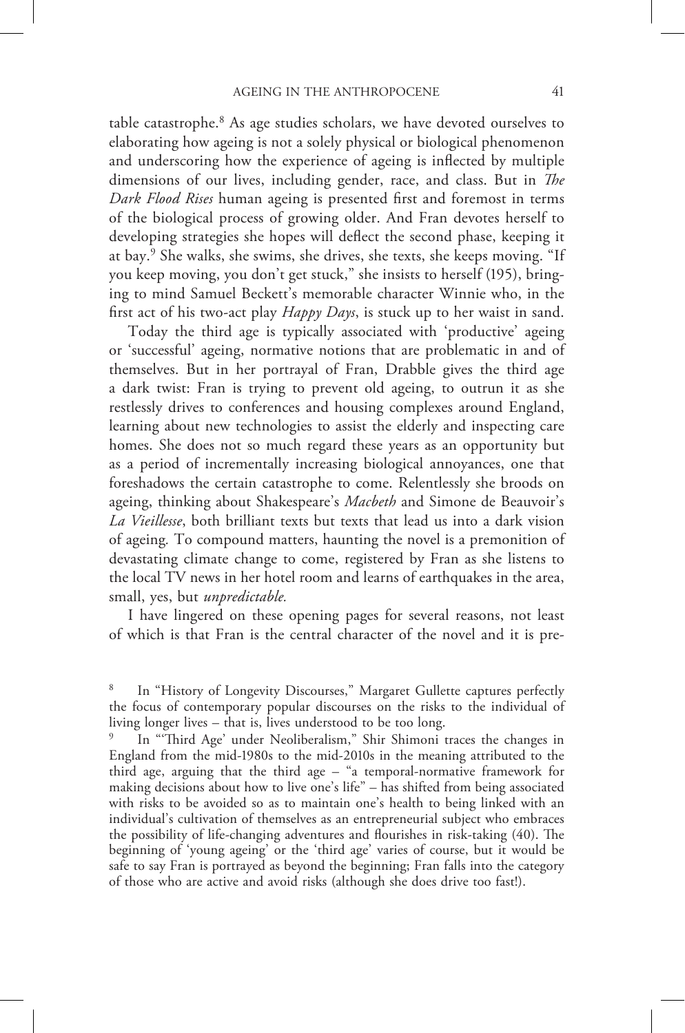table catastrophe.[8] As age studies scholars, we have devoted ourselves to elaborating how ageing is not a solely physical or biological phenomenon and underscoring how the experience of ageing is inflected by multiple dimensions of our lives, including gender, race, and class. But in *The Dark Flood Rises* human ageing is presented first and foremost in terms of the biological process of growing older. And Fran devotes herself to developing strategies she hopes will deflect the second phase, keeping it at bay.[9] She walks, she swims, she drives, she texts, she keeps moving. "If you keep moving, you don't get stuck," she insists to herself (195), bringing to mind Samuel Beckett's memorable character Winnie who, in the first act of his two-act play *Happy Days*, is stuck up to her waist in sand.

Today the third age is typically associated with 'productive' ageing or 'successful' ageing, normative notions that are problematic in and of themselves. But in her portrayal of Fran, Drabble gives the third age a dark twist: Fran is trying to prevent old ageing, to outrun it as she restlessly drives to conferences and housing complexes around England, learning about new technologies to assist the elderly and inspecting care homes. She does not so much regard these years as an opportunity but as a period of incrementally increasing biological annoyances, one that foreshadows the certain catastrophe to come. Relentlessly she broods on ageing, thinking about Shakespeare's *Macbeth* and Simone de Beauvoir's *La Vieillesse*, both brilliant texts but texts that lead us into a dark vision of ageing. To compound matters, haunting the novel is a premonition of devastating climate change to come, registered by Fran as she listens to the local TV news in her hotel room and learns of earthquakes in the area, small, yes, but *unpredictable.*

I have lingered on these opening pages for several reasons, not least of which is that Fran is the central character of the novel and it is pre-

[8] In "History of Longevity Discourses," Margaret Gullette captures perfectly the focus of contemporary popular discourses on the risks to the individual of living longer lives – that is, lives understood to be too long.

[9] In "'Third Age' under Neoliberalism," Shir Shimoni traces the changes in England from the mid-1980s to the mid-2010s in the meaning attributed to the third age, arguing that the third age – "a temporal-normative framework for making decisions about how to live one's life" – has shifted from being associated with risks to be avoided so as to maintain one's health to being linked with an individual's cultivation of themselves as an entrepreneurial subject who embraces the possibility of life-changing adventures and flourishes in risk-taking (40). The beginning of 'young ageing' or the 'third age' varies of course, but it would be safe to say Fran is portrayed as beyond the beginning; Fran falls into the category of those who are active and avoid risks (although she does drive too fast!).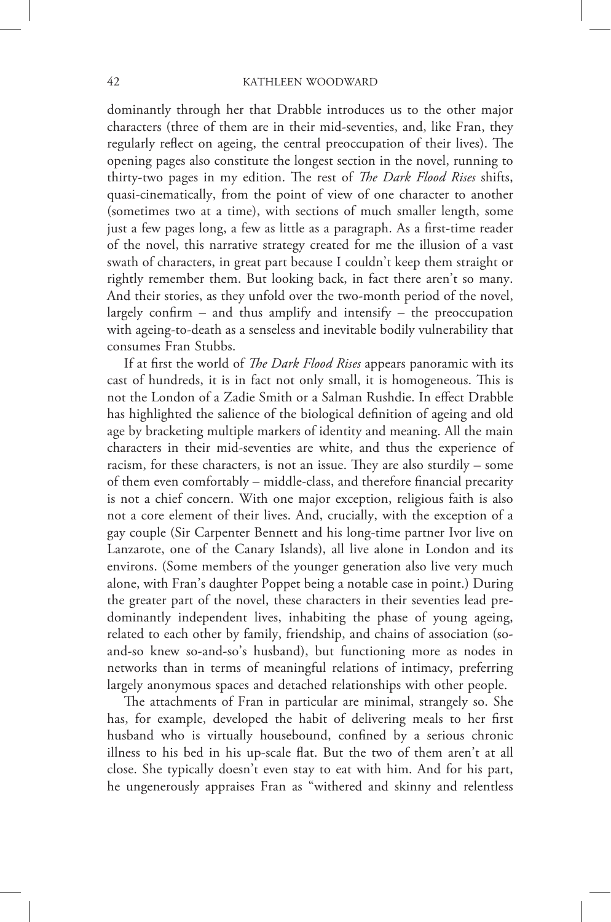dominantly through her that Drabble introduces us to the other major characters (three of them are in their mid-seventies, and, like Fran, they regularly reflect on ageing, the central preoccupation of their lives). The opening pages also constitute the longest section in the novel, running to thirty-two pages in my edition. The rest of *The Dark Flood Rises* shifts, quasi-cinematically, from the point of view of one character to another (sometimes two at a time), with sections of much smaller length, some just a few pages long, a few as little as a paragraph. As a first-time reader of the novel, this narrative strategy created for me the illusion of a vast swath of characters, in great part because I couldn't keep them straight or rightly remember them. But looking back, in fact there aren't so many. And their stories, as they unfold over the two-month period of the novel, largely confirm – and thus amplify and intensify – the preoccupation with ageing-to-death as a senseless and inevitable bodily vulnerability that consumes Fran Stubbs.

If at first the world of *The Dark Flood Rises* appears panoramic with its cast of hundreds, it is in fact not only small, it is homogeneous. This is not the London of a Zadie Smith or a Salman Rushdie. In effect Drabble has highlighted the salience of the biological definition of ageing and old age by bracketing multiple markers of identity and meaning. All the main characters in their mid-seventies are white, and thus the experience of racism, for these characters, is not an issue. They are also sturdily – some of them even comfortably – middle-class, and therefore financial precarity is not a chief concern. With one major exception, religious faith is also not a core element of their lives. And, crucially, with the exception of a gay couple (Sir Carpenter Bennett and his long-time partner Ivor live on Lanzarote, one of the Canary Islands), all live alone in London and its environs. (Some members of the younger generation also live very much alone, with Fran's daughter Poppet being a notable case in point.) During the greater part of the novel, these characters in their seventies lead predominantly independent lives, inhabiting the phase of young ageing, related to each other by family, friendship, and chains of association (so-and-so knew so-and-so's husband), but functioning more as nodes in networks than in terms of meaningful relations of intimacy, preferring largely anonymous spaces and detached relationships with other people.

The attachments of Fran in particular are minimal, strangely so. She has, for example, developed the habit of delivering meals to her first husband who is virtually housebound, confined by a serious chronic illness to his bed in his up-scale flat. But the two of them aren't at all close. She typically doesn't even stay to eat with him. And for his part, he ungenerously appraises Fran as "withered and skinny and relentless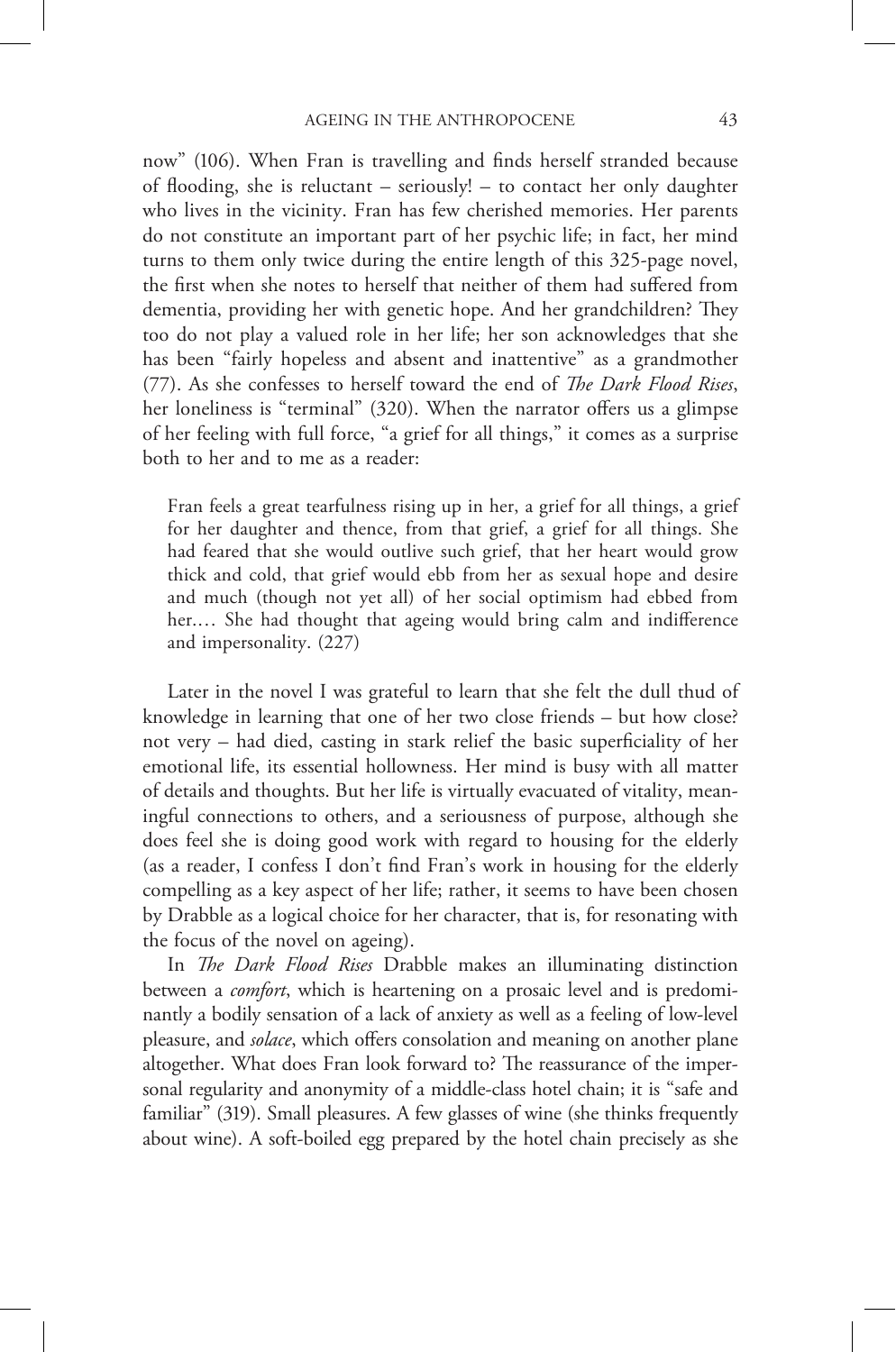now" (106). When Fran is travelling and finds herself stranded because of flooding, she is reluctant – seriously! – to contact her only daughter who lives in the vicinity. Fran has few cherished memories. Her parents do not constitute an important part of her psychic life; in fact, her mind turns to them only twice during the entire length of this 325-page novel, the first when she notes to herself that neither of them had suffered from dementia, providing her with genetic hope. And her grandchildren? They too do not play a valued role in her life; her son acknowledges that she has been "fairly hopeless and absent and inattentive" as a grandmother (77). As she confesses to herself toward the end of *The Dark Flood Rises*, her loneliness is "terminal" (320). When the narrator offers us a glimpse of her feeling with full force, "a grief for all things," it comes as a surprise both to her and to me as a reader:

> Fran feels a great tearfulness rising up in her, a grief for all things, a grief for her daughter and thence, from that grief, a grief for all things. She had feared that she would outlive such grief, that her heart would grow thick and cold, that grief would ebb from her as sexual hope and desire and much (though not yet all) of her social optimism had ebbed from her.… She had thought that ageing would bring calm and indifference and impersonality. (227)

Later in the novel I was grateful to learn that she felt the dull thud of knowledge in learning that one of her two close friends – but how close? not very – had died, casting in stark relief the basic superficiality of her emotional life, its essential hollowness. Her mind is busy with all matter of details and thoughts. But her life is virtually evacuated of vitality, meaningful connections to others, and a seriousness of purpose, although she does feel she is doing good work with regard to housing for the elderly (as a reader, I confess I don't find Fran's work in housing for the elderly compelling as a key aspect of her life; rather, it seems to have been chosen by Drabble as a logical choice for her character, that is, for resonating with the focus of the novel on ageing).

In *The Dark Flood Rises* Drabble makes an illuminating distinction between a *comfort*, which is heartening on a prosaic level and is predominantly a bodily sensation of a lack of anxiety as well as a feeling of low-level pleasure, and *solace*, which offers consolation and meaning on another plane altogether. What does Fran look forward to? The reassurance of the impersonal regularity and anonymity of a middle-class hotel chain; it is "safe and familiar" (319). Small pleasures. A few glasses of wine (she thinks frequently about wine). A soft-boiled egg prepared by the hotel chain precisely as she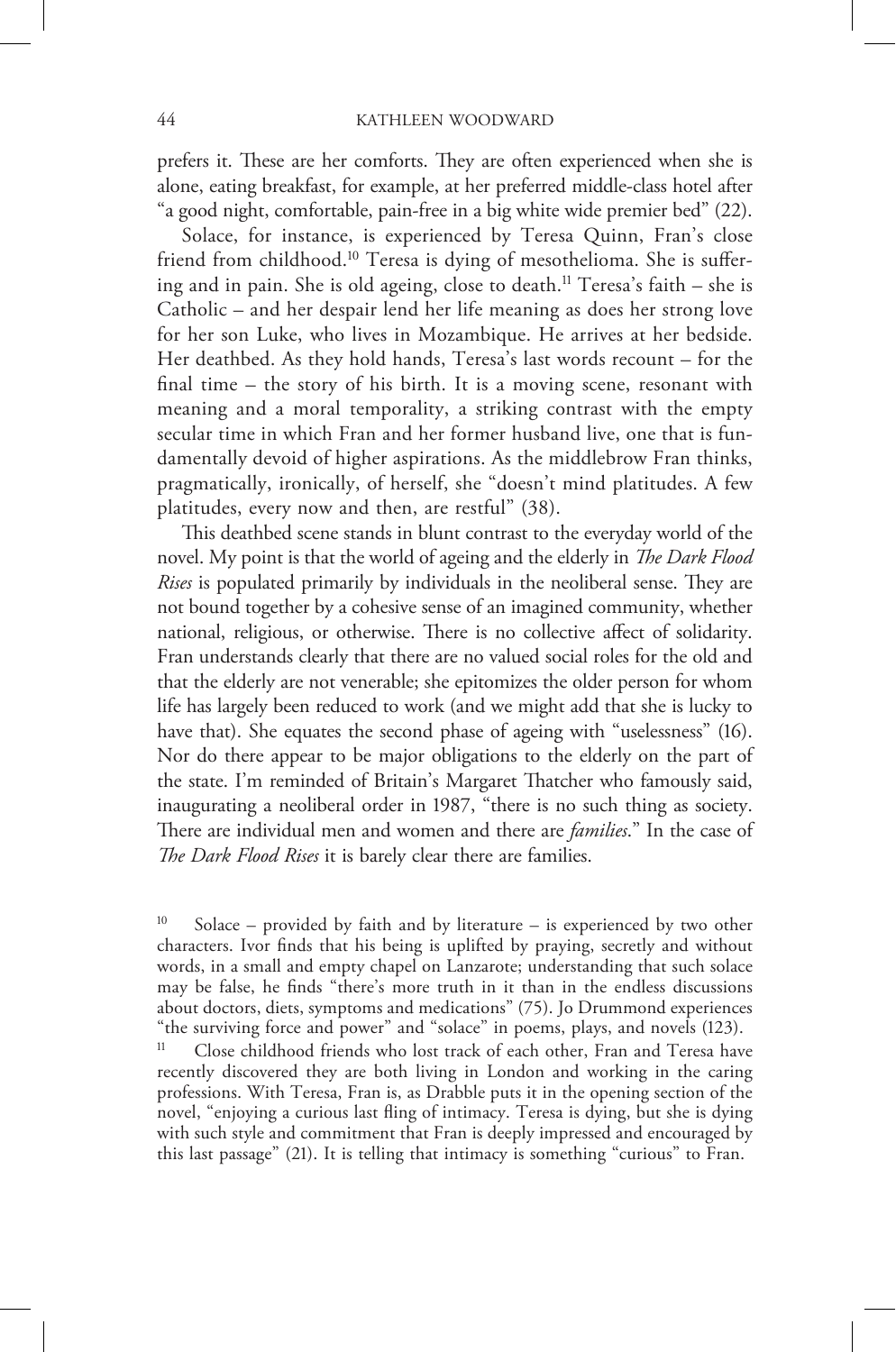prefers it. These are her comforts. They are often experienced when she is alone, eating breakfast, for example, at her preferred middle-class hotel after "a good night, comfortable, pain-free in a big white wide premier bed" (22).

Solace, for instance, is experienced by Teresa Quinn, Fran's close friend from childhood.[10] Teresa is dying of mesothelioma. She is suffering and in pain. She is old ageing, close to death.[11] Teresa's faith – she is Catholic – and her despair lend her life meaning as does her strong love for her son Luke, who lives in Mozambique. He arrives at her bedside. Her deathbed. As they hold hands, Teresa's last words recount – for the final time – the story of his birth. It is a moving scene, resonant with meaning and a moral temporality, a striking contrast with the empty secular time in which Fran and her former husband live, one that is fundamentally devoid of higher aspirations. As the middlebrow Fran thinks, pragmatically, ironically, of herself, she "doesn't mind platitudes. A few platitudes, every now and then, are restful" (38).

This deathbed scene stands in blunt contrast to the everyday world of the novel. My point is that the world of ageing and the elderly in *The Dark Flood Rises* is populated primarily by individuals in the neoliberal sense. They are not bound together by a cohesive sense of an imagined community, whether national, religious, or otherwise. There is no collective affect of solidarity. Fran understands clearly that there are no valued social roles for the old and that the elderly are not venerable; she epitomizes the older person for whom life has largely been reduced to work (and we might add that she is lucky to have that). She equates the second phase of ageing with "uselessness" (16). Nor do there appear to be major obligations to the elderly on the part of the state. I'm reminded of Britain's Margaret Thatcher who famously said, inaugurating a neoliberal order in 1987, "there is no such thing as society. There are individual men and women and there are *families*." In the case of *The Dark Flood Rises* it is barely clear there are families.

[10] Solace – provided by faith and by literature – is experienced by two other characters. Ivor finds that his being is uplifted by praying, secretly and without words, in a small and empty chapel on Lanzarote; understanding that such solace may be false, he finds "there's more truth in it than in the endless discussions about doctors, diets, symptoms and medications" (75). Jo Drummond experiences "the surviving force and power" and "solace" in poems, plays, and novels (123).

[11] Close childhood friends who lost track of each other, Fran and Teresa have recently discovered they are both living in London and working in the caring professions. With Teresa, Fran is, as Drabble puts it in the opening section of the novel, "enjoying a curious last fling of intimacy. Teresa is dying, but she is dying with such style and commitment that Fran is deeply impressed and encouraged by this last passage" (21). It is telling that intimacy is something "curious" to Fran.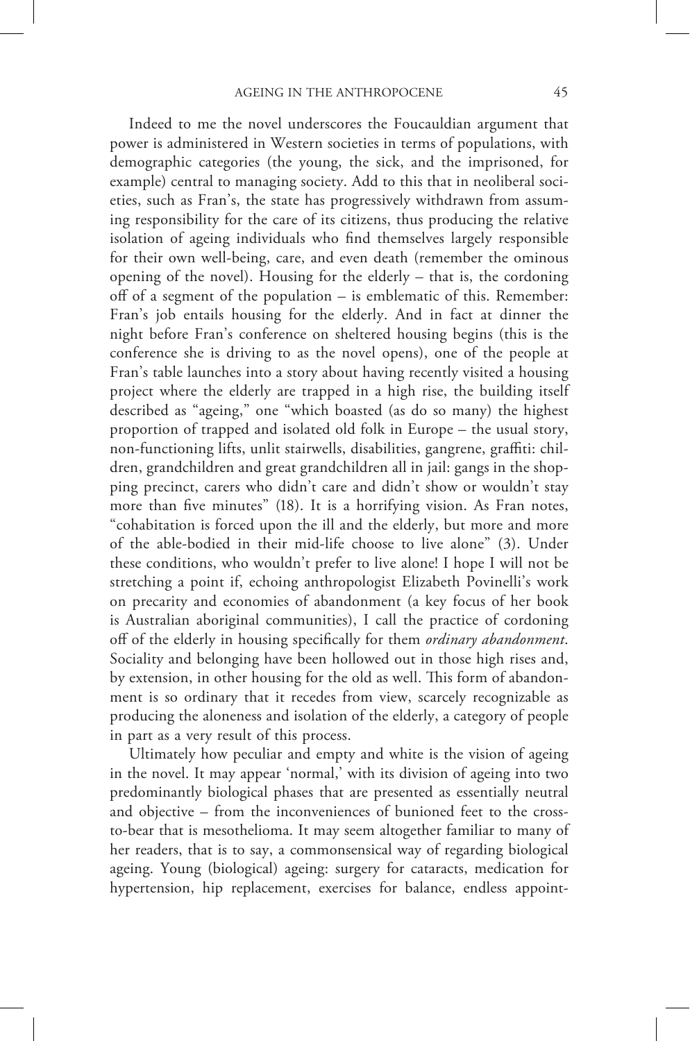Indeed to me the novel underscores the Foucauldian argument that power is administered in Western societies in terms of populations, with demographic categories (the young, the sick, and the imprisoned, for example) central to managing society. Add to this that in neoliberal societies, such as Fran's, the state has progressively withdrawn from assuming responsibility for the care of its citizens, thus producing the relative isolation of ageing individuals who find themselves largely responsible for their own well-being, care, and even death (remember the ominous opening of the novel). Housing for the elderly – that is, the cordoning off of a segment of the population – is emblematic of this. Remember: Fran's job entails housing for the elderly. And in fact at dinner the night before Fran's conference on sheltered housing begins (this is the conference she is driving to as the novel opens), one of the people at Fran's table launches into a story about having recently visited a housing project where the elderly are trapped in a high rise, the building itself described as "ageing," one "which boasted (as do so many) the highest proportion of trapped and isolated old folk in Europe – the usual story, non-functioning lifts, unlit stairwells, disabilities, gangrene, graffiti: children, grandchildren and great grandchildren all in jail: gangs in the shopping precinct, carers who didn't care and didn't show or wouldn't stay more than five minutes" (18). It is a horrifying vision. As Fran notes, "cohabitation is forced upon the ill and the elderly, but more and more of the able-bodied in their mid-life choose to live alone" (3). Under these conditions, who wouldn't prefer to live alone! I hope I will not be stretching a point if, echoing anthropologist Elizabeth Povinelli's work on precarity and economies of abandonment (a key focus of her book is Australian aboriginal communities), I call the practice of cordoning off of the elderly in housing specifically for them *ordinary abandonment*. Sociality and belonging have been hollowed out in those high rises and, by extension, in other housing for the old as well. This form of abandonment is so ordinary that it recedes from view, scarcely recognizable as producing the aloneness and isolation of the elderly, a category of people in part as a very result of this process.

Ultimately how peculiar and empty and white is the vision of ageing in the novel. It may appear 'normal,' with its division of ageing into two predominantly biological phases that are presented as essentially neutral and objective – from the inconveniences of bunioned feet to the cross-to-bear that is mesothelioma. It may seem altogether familiar to many of her readers, that is to say, a commonsensical way of regarding biological ageing. Young (biological) ageing: surgery for cataracts, medication for hypertension, hip replacement, exercises for balance, endless appoint-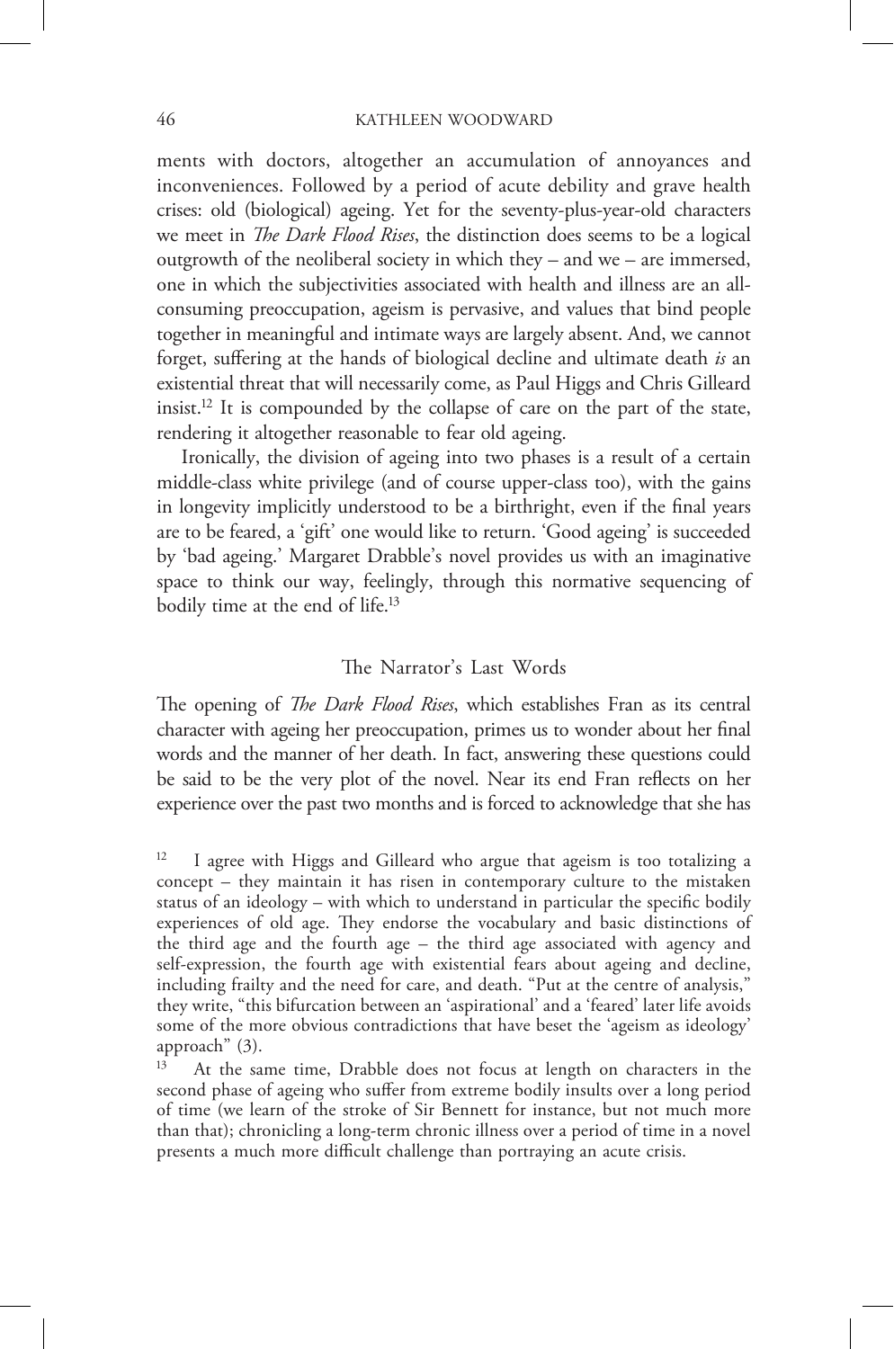ments with doctors, altogether an accumulation of annoyances and inconveniences. Followed by a period of acute debility and grave health crises: old (biological) ageing. Yet for the seventy-plus-year-old characters we meet in *The Dark Flood Rises*, the distinction does seems to be a logical outgrowth of the neoliberal society in which they – and we – are immersed, one in which the subjectivities associated with health and illness are an all-consuming preoccupation, ageism is pervasive, and values that bind people together in meaningful and intimate ways are largely absent. And, we cannot forget, suffering at the hands of biological decline and ultimate death *is* an existential threat that will necessarily come, as Paul Higgs and Chris Gilleard insist.[12] It is compounded by the collapse of care on the part of the state, rendering it altogether reasonable to fear old ageing.

Ironically, the division of ageing into two phases is a result of a certain middle-class white privilege (and of course upper-class too), with the gains in longevity implicitly understood to be a birthright, even if the final years are to be feared, a 'gift' one would like to return. 'Good ageing' is succeeded by 'bad ageing.' Margaret Drabble's novel provides us with an imaginative space to think our way, feelingly, through this normative sequencing of bodily time at the end of life.[13]

## The Narrator's Last Words

The opening of *The Dark Flood Rises*, which establishes Fran as its central character with ageing her preoccupation, primes us to wonder about her final words and the manner of her death. In fact, answering these questions could be said to be the very plot of the novel. Near its end Fran reflects on her experience over the past two months and is forced to acknowledge that she has

---

[12] I agree with Higgs and Gilleard who argue that ageism is too totalizing a concept – they maintain it has risen in contemporary culture to the mistaken status of an ideology – with which to understand in particular the specific bodily experiences of old age. They endorse the vocabulary and basic distinctions of the third age and the fourth age – the third age associated with agency and self-expression, the fourth age with existential fears about ageing and decline, including frailty and the need for care, and death. "Put at the centre of analysis," they write, "this bifurcation between an 'aspirational' and a 'feared' later life avoids some of the more obvious contradictions that have beset the 'ageism as ideology' approach" (3).

[13] At the same time, Drabble does not focus at length on characters in the second phase of ageing who suffer from extreme bodily insults over a long period of time (we learn of the stroke of Sir Bennett for instance, but not much more than that); chronicling a long-term chronic illness over a period of time in a novel presents a much more difficult challenge than portraying an acute crisis.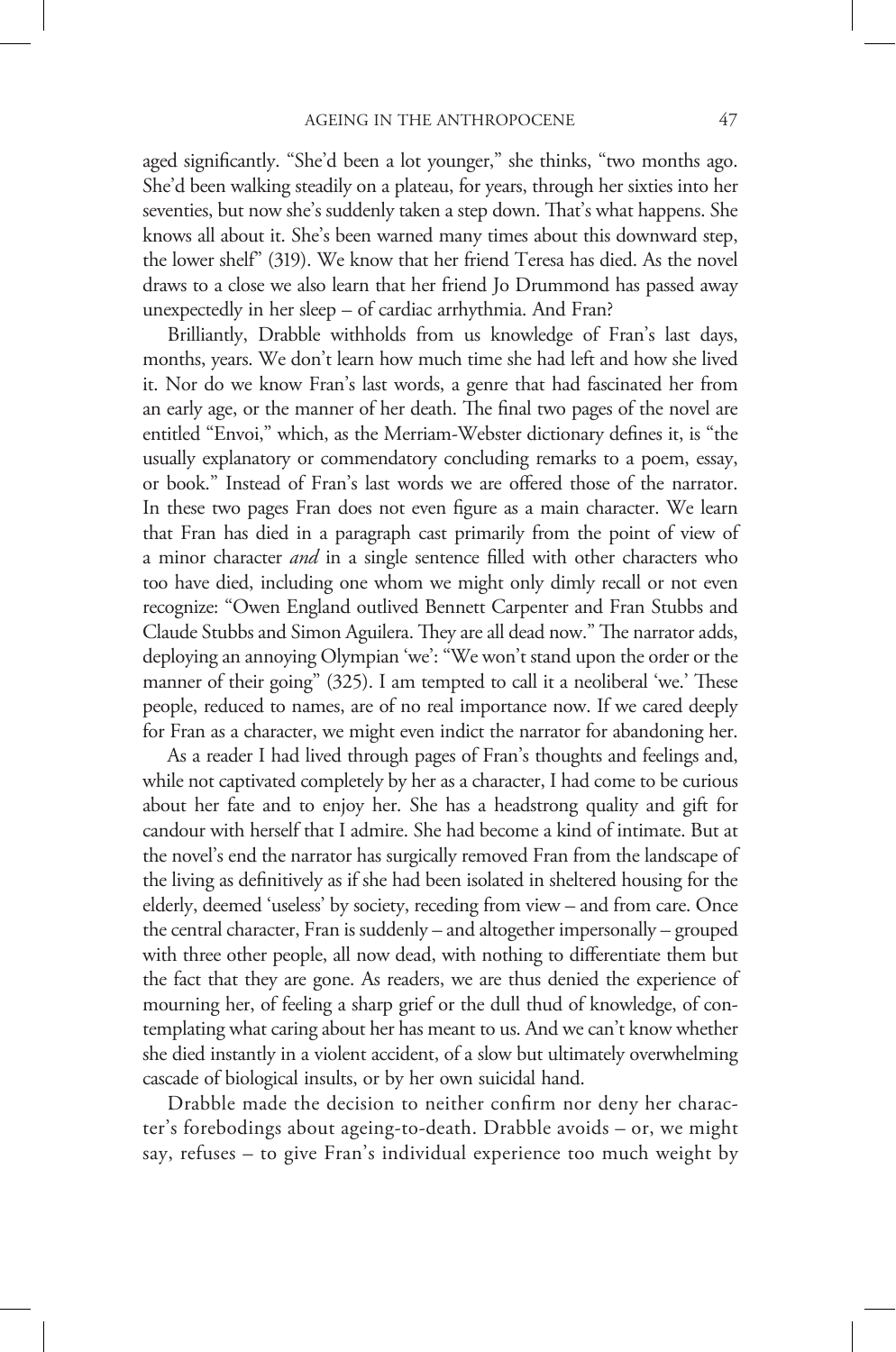aged significantly. "She'd been a lot younger," she thinks, "two months ago. She'd been walking steadily on a plateau, for years, through her sixties into her seventies, but now she's suddenly taken a step down. That's what happens. She knows all about it. She's been warned many times about this downward step, the lower shelf" (319). We know that her friend Teresa has died. As the novel draws to a close we also learn that her friend Jo Drummond has passed away unexpectedly in her sleep – of cardiac arrhythmia. And Fran?

Brilliantly, Drabble withholds from us knowledge of Fran's last days, months, years. We don't learn how much time she had left and how she lived it. Nor do we know Fran's last words, a genre that had fascinated her from an early age, or the manner of her death. The final two pages of the novel are entitled "Envoi," which, as the Merriam-Webster dictionary defines it, is "the usually explanatory or commendatory concluding remarks to a poem, essay, or book." Instead of Fran's last words we are offered those of the narrator. In these two pages Fran does not even figure as a main character. We learn that Fran has died in a paragraph cast primarily from the point of view of a minor character *and* in a single sentence filled with other characters who too have died, including one whom we might only dimly recall or not even recognize: "Owen England outlived Bennett Carpenter and Fran Stubbs and Claude Stubbs and Simon Aguilera. They are all dead now." The narrator adds, deploying an annoying Olympian 'we': "We won't stand upon the order or the manner of their going" (325). I am tempted to call it a neoliberal 'we.' These people, reduced to names, are of no real importance now. If we cared deeply for Fran as a character, we might even indict the narrator for abandoning her.

As a reader I had lived through pages of Fran's thoughts and feelings and, while not captivated completely by her as a character, I had come to be curious about her fate and to enjoy her. She has a headstrong quality and gift for candour with herself that I admire. She had become a kind of intimate. But at the novel's end the narrator has surgically removed Fran from the landscape of the living as definitively as if she had been isolated in sheltered housing for the elderly, deemed 'useless' by society, receding from view – and from care. Once the central character, Fran is suddenly – and altogether impersonally – grouped with three other people, all now dead, with nothing to differentiate them but the fact that they are gone. As readers, we are thus denied the experience of mourning her, of feeling a sharp grief or the dull thud of knowledge, of contemplating what caring about her has meant to us. And we can't know whether she died instantly in a violent accident, of a slow but ultimately overwhelming cascade of biological insults, or by her own suicidal hand.

Drabble made the decision to neither confirm nor deny her character's forebodings about ageing-to-death. Drabble avoids – or, we might say, refuses – to give Fran's individual experience too much weight by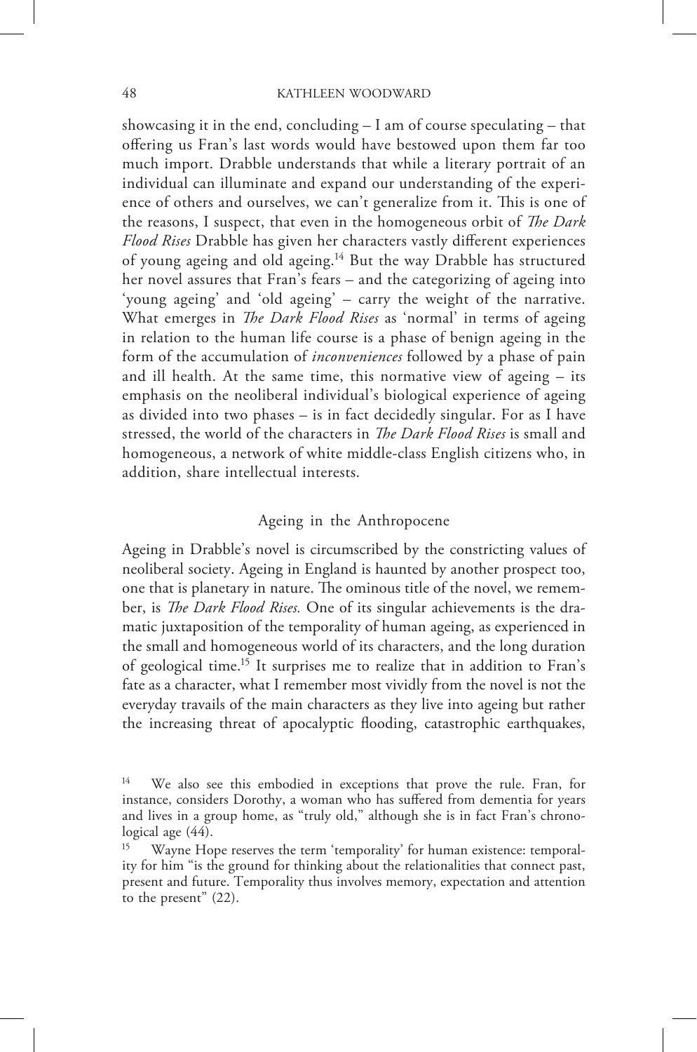showcasing it in the end, concluding – I am of course speculating – that offering us Fran's last words would have bestowed upon them far too much import. Drabble understands that while a literary portrait of an individual can illuminate and expand our understanding of the experience of others and ourselves, we can't generalize from it. This is one of the reasons, I suspect, that even in the homogeneous orbit of *The Dark Flood Rises* Drabble has given her characters vastly different experiences of young ageing and old ageing.[14] But the way Drabble has structured her novel assures that Fran's fears – and the categorizing of ageing into 'young ageing' and 'old ageing' – carry the weight of the narrative. What emerges in *The Dark Flood Rises* as 'normal' in terms of ageing in relation to the human life course is a phase of benign ageing in the form of the accumulation of *inconveniences* followed by a phase of pain and ill health. At the same time, this normative view of ageing – its emphasis on the neoliberal individual's biological experience of ageing as divided into two phases – is in fact decidedly singular. For as I have stressed, the world of the characters in *The Dark Flood Rises* is small and homogeneous, a network of white middle-class English citizens who, in addition, share intellectual interests.

## Ageing in the Anthropocene

Ageing in Drabble's novel is circumscribed by the constricting values of neoliberal society. Ageing in England is haunted by another prospect too, one that is planetary in nature. The ominous title of the novel, we remember, is *The Dark Flood Rises.* One of its singular achievements is the dramatic juxtaposition of the temporality of human ageing, as experienced in the small and homogeneous world of its characters, and the long duration of geological time.[15] It surprises me to realize that in addition to Fran's fate as a character, what I remember most vividly from the novel is not the everyday travails of the main characters as they live into ageing but rather the increasing threat of apocalyptic flooding, catastrophic earthquakes,

---

[14] We also see this embodied in exceptions that prove the rule. Fran, for instance, considers Dorothy, a woman who has suffered from dementia for years and lives in a group home, as "truly old," although she is in fact Fran's chronological age (44).

[15] Wayne Hope reserves the term 'temporality' for human existence: temporality for him "is the ground for thinking about the relationalities that connect past, present and future. Temporality thus involves memory, expectation and attention to the present" (22).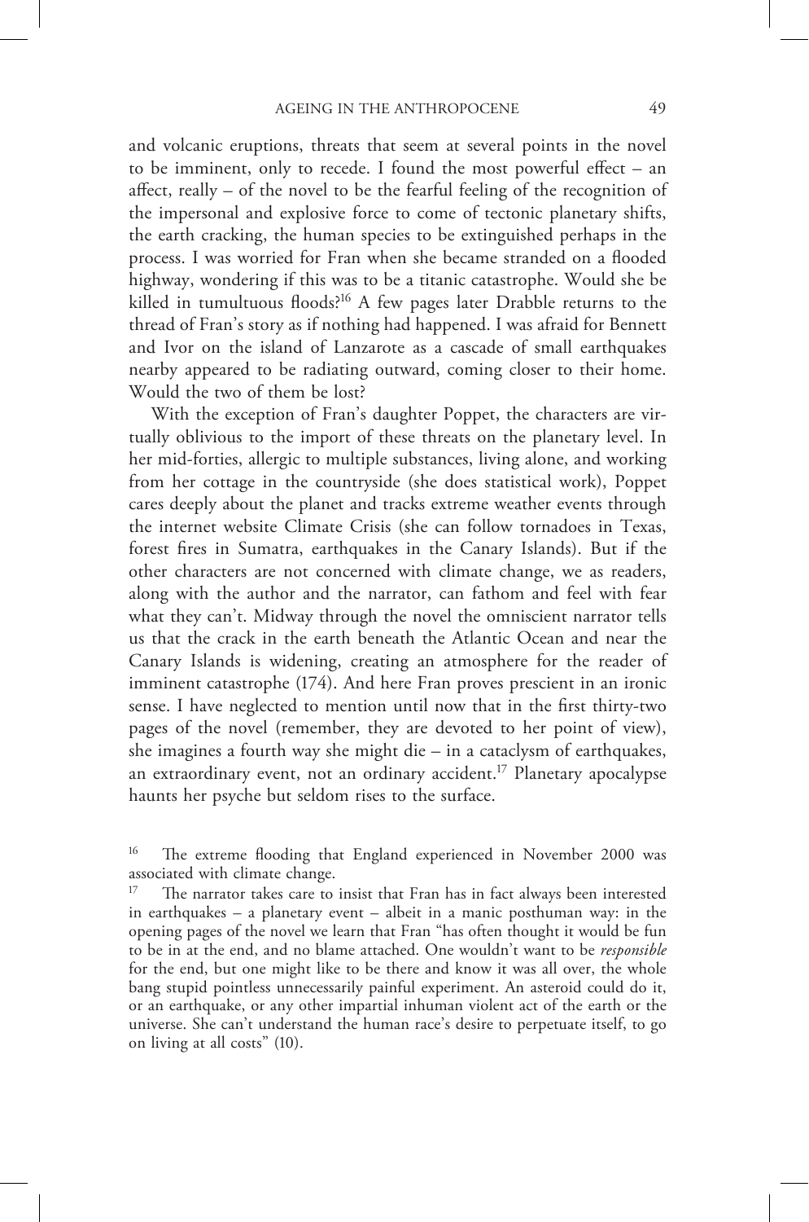and volcanic eruptions, threats that seem at several points in the novel to be imminent, only to recede. I found the most powerful effect – an affect, really – of the novel to be the fearful feeling of the recognition of the impersonal and explosive force to come of tectonic planetary shifts, the earth cracking, the human species to be extinguished perhaps in the process. I was worried for Fran when she became stranded on a flooded highway, wondering if this was to be a titanic catastrophe. Would she be killed in tumultuous floods?[16] A few pages later Drabble returns to the thread of Fran's story as if nothing had happened. I was afraid for Bennett and Ivor on the island of Lanzarote as a cascade of small earthquakes nearby appeared to be radiating outward, coming closer to their home. Would the two of them be lost?

With the exception of Fran's daughter Poppet, the characters are virtually oblivious to the import of these threats on the planetary level. In her mid-forties, allergic to multiple substances, living alone, and working from her cottage in the countryside (she does statistical work), Poppet cares deeply about the planet and tracks extreme weather events through the internet website Climate Crisis (she can follow tornadoes in Texas, forest fires in Sumatra, earthquakes in the Canary Islands). But if the other characters are not concerned with climate change, we as readers, along with the author and the narrator, can fathom and feel with fear what they can't. Midway through the novel the omniscient narrator tells us that the crack in the earth beneath the Atlantic Ocean and near the Canary Islands is widening, creating an atmosphere for the reader of imminent catastrophe (174). And here Fran proves prescient in an ironic sense. I have neglected to mention until now that in the first thirty-two pages of the novel (remember, they are devoted to her point of view), she imagines a fourth way she might die – in a cataclysm of earthquakes, an extraordinary event, not an ordinary accident.[17] Planetary apocalypse haunts her psyche but seldom rises to the surface.

---

[16] The extreme flooding that England experienced in November 2000 was associated with climate change.

[17] The narrator takes care to insist that Fran has in fact always been interested in earthquakes – a planetary event – albeit in a manic posthuman way: in the opening pages of the novel we learn that Fran "has often thought it would be fun to be in at the end, and no blame attached. One wouldn't want to be *responsible* for the end, but one might like to be there and know it was all over, the whole bang stupid pointless unnecessarily painful experiment. An asteroid could do it, or an earthquake, or any other impartial inhuman violent act of the earth or the universe. She can't understand the human race's desire to perpetuate itself, to go on living at all costs" (10).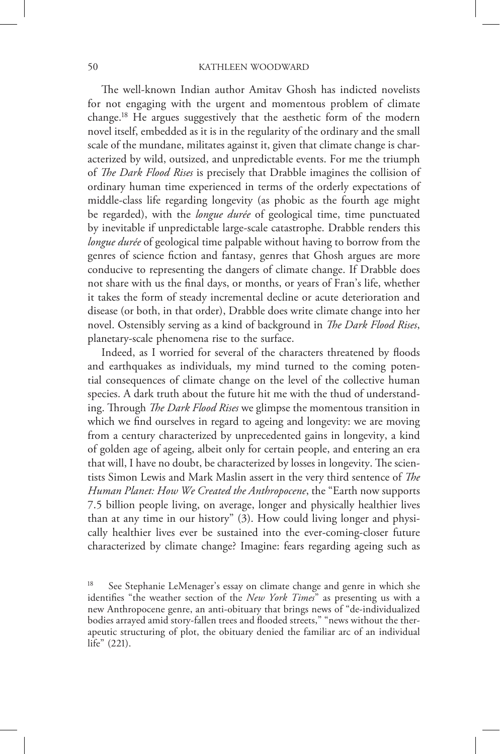The well-known Indian author Amitav Ghosh has indicted novelists for not engaging with the urgent and momentous problem of climate change.[18] He argues suggestively that the aesthetic form of the modern novel itself, embedded as it is in the regularity of the ordinary and the small scale of the mundane, militates against it, given that climate change is characterized by wild, outsized, and unpredictable events. For me the triumph of *The Dark Flood Rises* is precisely that Drabble imagines the collision of ordinary human time experienced in terms of the orderly expectations of middle-class life regarding longevity (as phobic as the fourth age might be regarded), with the *longue durée* of geological time, time punctuated by inevitable if unpredictable large-scale catastrophe. Drabble renders this *longue durée* of geological time palpable without having to borrow from the genres of science fiction and fantasy, genres that Ghosh argues are more conducive to representing the dangers of climate change. If Drabble does not share with us the final days, or months, or years of Fran's life, whether it takes the form of steady incremental decline or acute deterioration and disease (or both, in that order), Drabble does write climate change into her novel. Ostensibly serving as a kind of background in *The Dark Flood Rises*, planetary-scale phenomena rise to the surface.

Indeed, as I worried for several of the characters threatened by floods and earthquakes as individuals, my mind turned to the coming potential consequences of climate change on the level of the collective human species. A dark truth about the future hit me with the thud of understanding. Through *The Dark Flood Rises* we glimpse the momentous transition in which we find ourselves in regard to ageing and longevity: we are moving from a century characterized by unprecedented gains in longevity, a kind of golden age of ageing, albeit only for certain people, and entering an era that will, I have no doubt, be characterized by losses in longevity. The scientists Simon Lewis and Mark Maslin assert in the very third sentence of *The Human Planet: How We Created the Anthropocene*, the "Earth now supports 7.5 billion people living, on average, longer and physically healthier lives than at any time in our history" (3). How could living longer and physically healthier lives ever be sustained into the ever-coming-closer future characterized by climate change? Imagine: fears regarding ageing such as

[18] See Stephanie LeMenager's essay on climate change and genre in which she identifies "the weather section of the *New York Times*" as presenting us with a new Anthropocene genre, an anti-obituary that brings news of "de-individualized bodies arrayed amid story-fallen trees and flooded streets," "news without the therapeutic structuring of plot, the obituary denied the familiar arc of an individual life" (221).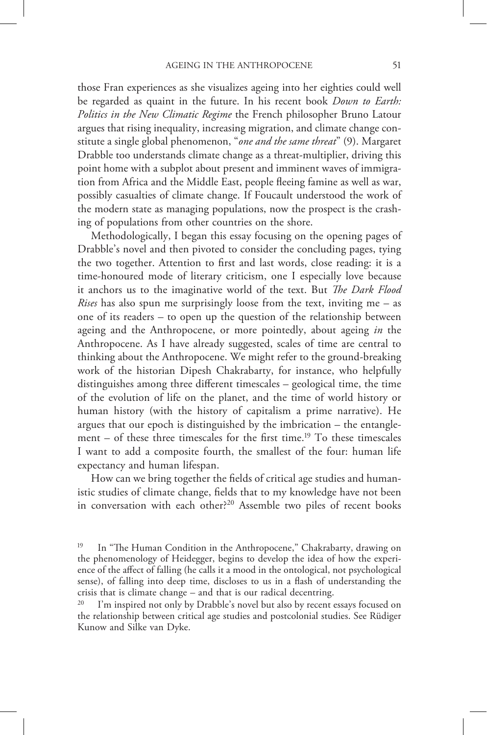those Fran experiences as she visualizes ageing into her eighties could well be regarded as quaint in the future. In his recent book *Down to Earth: Politics in the New Climatic Regime* the French philosopher Bruno Latour argues that rising inequality, increasing migration, and climate change constitute a single global phenomenon, "*one and the same threat*" (9). Margaret Drabble too understands climate change as a threat-multiplier, driving this point home with a subplot about present and imminent waves of immigration from Africa and the Middle East, people fleeing famine as well as war, possibly casualties of climate change. If Foucault understood the work of the modern state as managing populations, now the prospect is the crashing of populations from other countries on the shore.

Methodologically, I began this essay focusing on the opening pages of Drabble's novel and then pivoted to consider the concluding pages, tying the two together. Attention to first and last words, close reading: it is a time-honoured mode of literary criticism, one I especially love because it anchors us to the imaginative world of the text. But *The Dark Flood Rises* has also spun me surprisingly loose from the text, inviting me – as one of its readers – to open up the question of the relationship between ageing and the Anthropocene, or more pointedly, about ageing *in* the Anthropocene. As I have already suggested, scales of time are central to thinking about the Anthropocene. We might refer to the ground-breaking work of the historian Dipesh Chakrabarty, for instance, who helpfully distinguishes among three different timescales – geological time, the time of the evolution of life on the planet, and the time of world history or human history (with the history of capitalism a prime narrative). He argues that our epoch is distinguished by the imbrication – the entanglement – of these three timescales for the first time.[19] To these timescales I want to add a composite fourth, the smallest of the four: human life expectancy and human lifespan.

How can we bring together the fields of critical age studies and humanistic studies of climate change, fields that to my knowledge have not been in conversation with each other?[20] Assemble two piles of recent books

[19] In "The Human Condition in the Anthropocene," Chakrabarty, drawing on the phenomenology of Heidegger, begins to develop the idea of how the experience of the affect of falling (he calls it a mood in the ontological, not psychological sense), of falling into deep time, discloses to us in a flash of understanding the crisis that is climate change – and that is our radical decentring.

[20] I'm inspired not only by Drabble's novel but also by recent essays focused on the relationship between critical age studies and postcolonial studies. See Rüdiger Kunow and Silke van Dyke.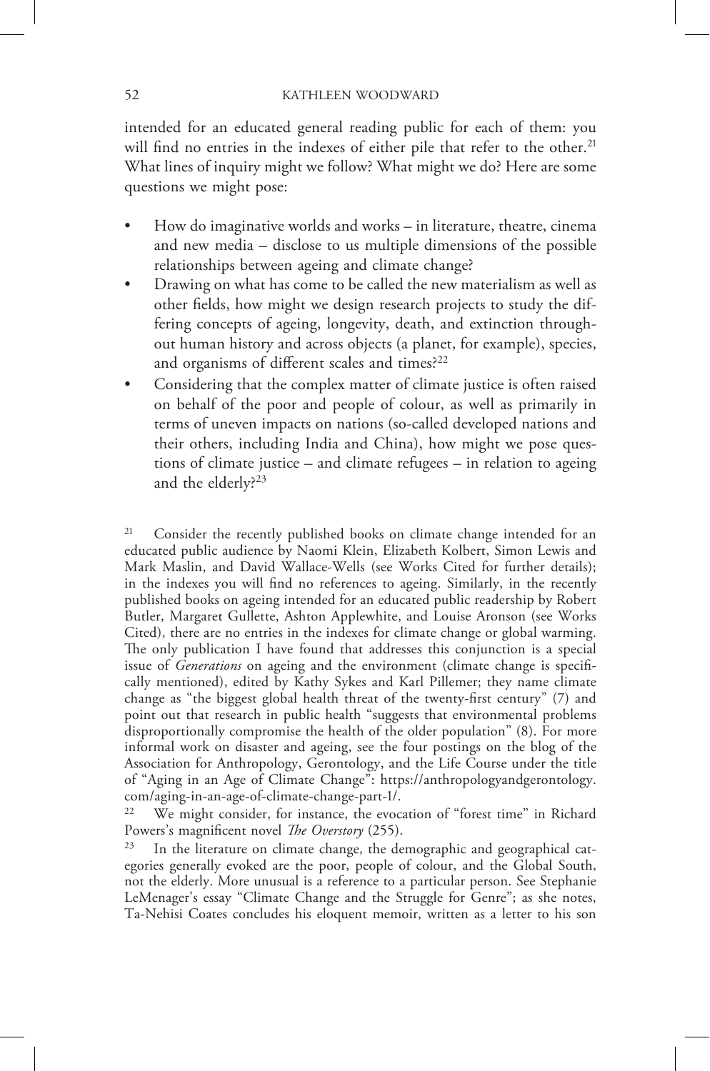intended for an educated general reading public for each of them: you will find no entries in the indexes of either pile that refer to the other.[21] What lines of inquiry might we follow? What might we do? Here are some questions we might pose:

- How do imaginative worlds and works – in literature, theatre, cinema and new media – disclose to us multiple dimensions of the possible relationships between ageing and climate change?
- Drawing on what has come to be called the new materialism as well as other fields, how might we design research projects to study the differing concepts of ageing, longevity, death, and extinction throughout human history and across objects (a planet, for example), species, and organisms of different scales and times?[22]
- Considering that the complex matter of climate justice is often raised on behalf of the poor and people of colour, as well as primarily in terms of uneven impacts on nations (so-called developed nations and their others, including India and China), how might we pose questions of climate justice – and climate refugees – in relation to ageing and the elderly?[23]

[21] Consider the recently published books on climate change intended for an educated public audience by Naomi Klein, Elizabeth Kolbert, Simon Lewis and Mark Maslin, and David Wallace-Wells (see Works Cited for further details); in the indexes you will find no references to ageing. Similarly, in the recently published books on ageing intended for an educated public readership by Robert Butler, Margaret Gullette, Ashton Applewhite, and Louise Aronson (see Works Cited), there are no entries in the indexes for climate change or global warming. The only publication I have found that addresses this conjunction is a special issue of *Generations* on ageing and the environment (climate change is specifically mentioned), edited by Kathy Sykes and Karl Pillemer; they name climate change as "the biggest global health threat of the twenty-first century" (7) and point out that research in public health "suggests that environmental problems disproportionally compromise the health of the older population" (8). For more informal work on disaster and ageing, see the four postings on the blog of the Association for Anthropology, Gerontology, and the Life Course under the title of "Aging in an Age of Climate Change": https://anthropologyandgerontology.com/aging-in-an-age-of-climate-change-part-1/.

[22] We might consider, for instance, the evocation of "forest time" in Richard Powers's magnificent novel *The Overstory* (255).

[23] In the literature on climate change, the demographic and geographical categories generally evoked are the poor, people of colour, and the Global South, not the elderly. More unusual is a reference to a particular person. See Stephanie LeMenager's essay "Climate Change and the Struggle for Genre"; as she notes, Ta-Nehisi Coates concludes his eloquent memoir, written as a letter to his son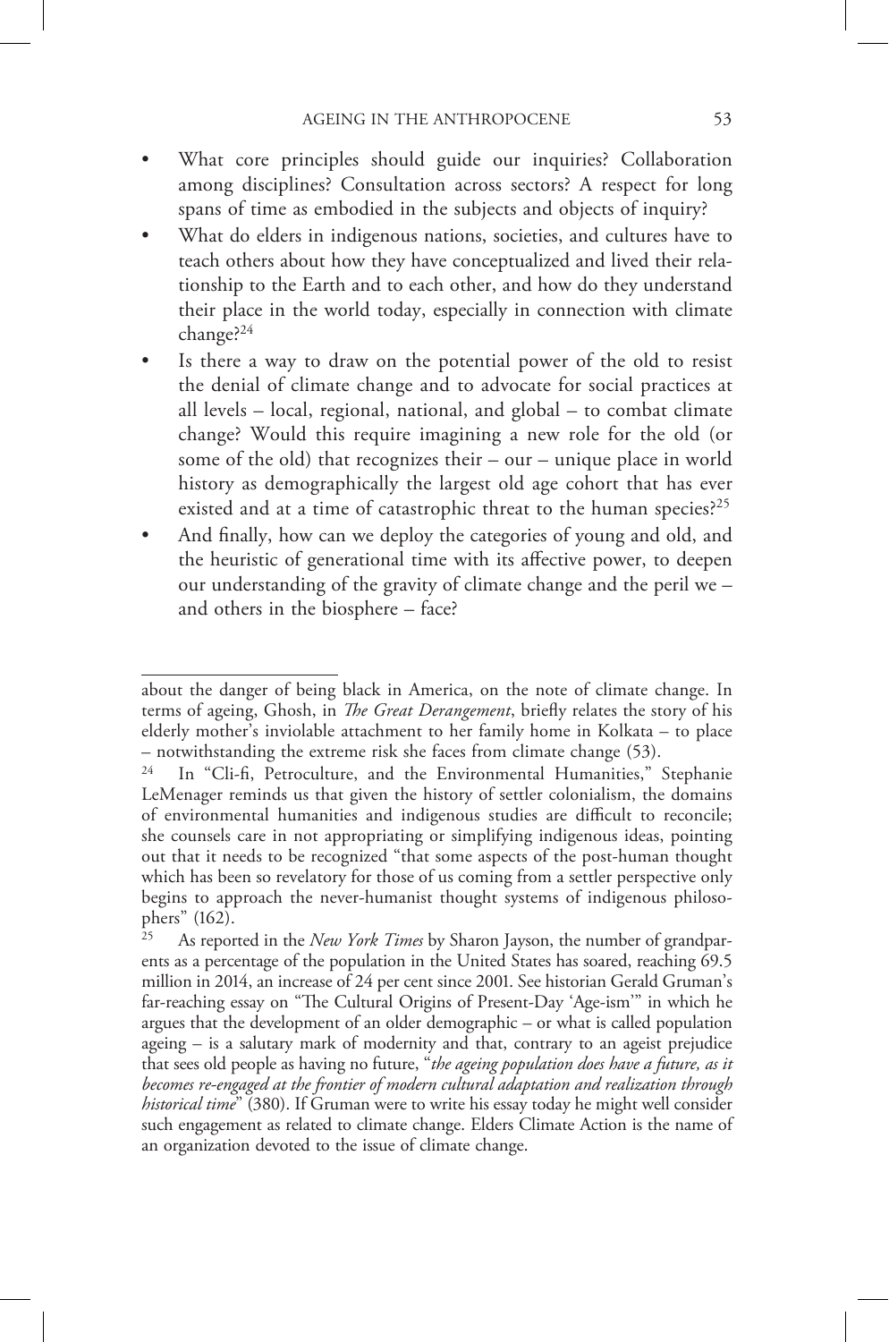- What core principles should guide our inquiries? Collaboration among disciplines? Consultation across sectors? A respect for long spans of time as embodied in the subjects and objects of inquiry?
- What do elders in indigenous nations, societies, and cultures have to teach others about how they have conceptualized and lived their relationship to the Earth and to each other, and how do they understand their place in the world today, especially in connection with climate change?[24]
- Is there a way to draw on the potential power of the old to resist the denial of climate change and to advocate for social practices at all levels – local, regional, national, and global – to combat climate change? Would this require imagining a new role for the old (or some of the old) that recognizes their – our – unique place in world history as demographically the largest old age cohort that has ever existed and at a time of catastrophic threat to the human species?[25]
- And finally, how can we deploy the categories of young and old, and the heuristic of generational time with its affective power, to deepen our understanding of the gravity of climate change and the peril we – and others in the biosphere – face?

---

about the danger of being black in America, on the note of climate change. In terms of ageing, Ghosh, in *The Great Derangement*, briefly relates the story of his elderly mother's inviolable attachment to her family home in Kolkata – to place – notwithstanding the extreme risk she faces from climate change (53).

[24] In "Cli-fi, Petroculture, and the Environmental Humanities," Stephanie LeMenager reminds us that given the history of settler colonialism, the domains of environmental humanities and indigenous studies are difficult to reconcile; she counsels care in not appropriating or simplifying indigenous ideas, pointing out that it needs to be recognized "that some aspects of the post-human thought which has been so revelatory for those of us coming from a settler perspective only begins to approach the never-humanist thought systems of indigenous philosophers" (162).

[25] As reported in the *New York Times* by Sharon Jayson, the number of grandparents as a percentage of the population in the United States has soared, reaching 69.5 million in 2014, an increase of 24 per cent since 2001. See historian Gerald Gruman's far-reaching essay on "The Cultural Origins of Present-Day 'Age-ism'" in which he argues that the development of an older demographic – or what is called population ageing – is a salutary mark of modernity and that, contrary to an ageist prejudice that sees old people as having no future, "*the ageing population does have a future, as it becomes re-engaged at the frontier of modern cultural adaptation and realization through historical time*" (380). If Gruman were to write his essay today he might well consider such engagement as related to climate change. Elders Climate Action is the name of an organization devoted to the issue of climate change.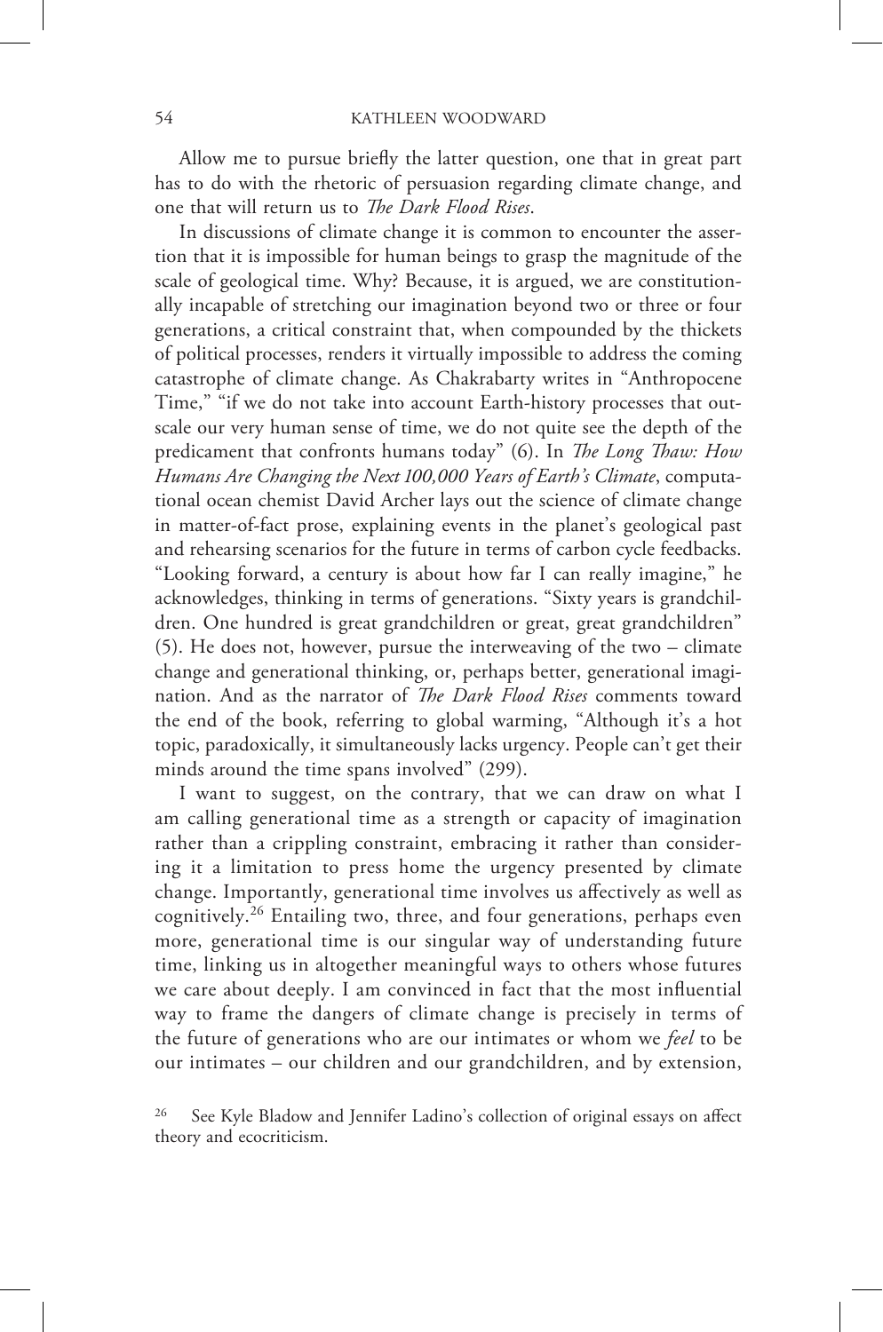Allow me to pursue briefly the latter question, one that in great part has to do with the rhetoric of persuasion regarding climate change, and one that will return us to *The Dark Flood Rises*.

In discussions of climate change it is common to encounter the assertion that it is impossible for human beings to grasp the magnitude of the scale of geological time. Why? Because, it is argued, we are constitutionally incapable of stretching our imagination beyond two or three or four generations, a critical constraint that, when compounded by the thickets of political processes, renders it virtually impossible to address the coming catastrophe of climate change. As Chakrabarty writes in "Anthropocene Time," "if we do not take into account Earth-history processes that outscale our very human sense of time, we do not quite see the depth of the predicament that confronts humans today" (6). In *The Long Thaw: How Humans Are Changing the Next 100,000 Years of Earth's Climate*, computational ocean chemist David Archer lays out the science of climate change in matter-of-fact prose, explaining events in the planet's geological past and rehearsing scenarios for the future in terms of carbon cycle feedbacks. "Looking forward, a century is about how far I can really imagine," he acknowledges, thinking in terms of generations. "Sixty years is grandchildren. One hundred is great grandchildren or great, great grandchildren" (5). He does not, however, pursue the interweaving of the two – climate change and generational thinking, or, perhaps better, generational imagination. And as the narrator of *The Dark Flood Rises* comments toward the end of the book, referring to global warming, "Although it's a hot topic, paradoxically, it simultaneously lacks urgency. People can't get their minds around the time spans involved" (299).

I want to suggest, on the contrary, that we can draw on what I am calling generational time as a strength or capacity of imagination rather than a crippling constraint, embracing it rather than considering it a limitation to press home the urgency presented by climate change. Importantly, generational time involves us affectively as well as cognitively.[26] Entailing two, three, and four generations, perhaps even more, generational time is our singular way of understanding future time, linking us in altogether meaningful ways to others whose futures we care about deeply. I am convinced in fact that the most influential way to frame the dangers of climate change is precisely in terms of the future of generations who are our intimates or whom we *feel* to be our intimates – our children and our grandchildren, and by extension,

[26] See Kyle Bladow and Jennifer Ladino's collection of original essays on affect theory and ecocriticism.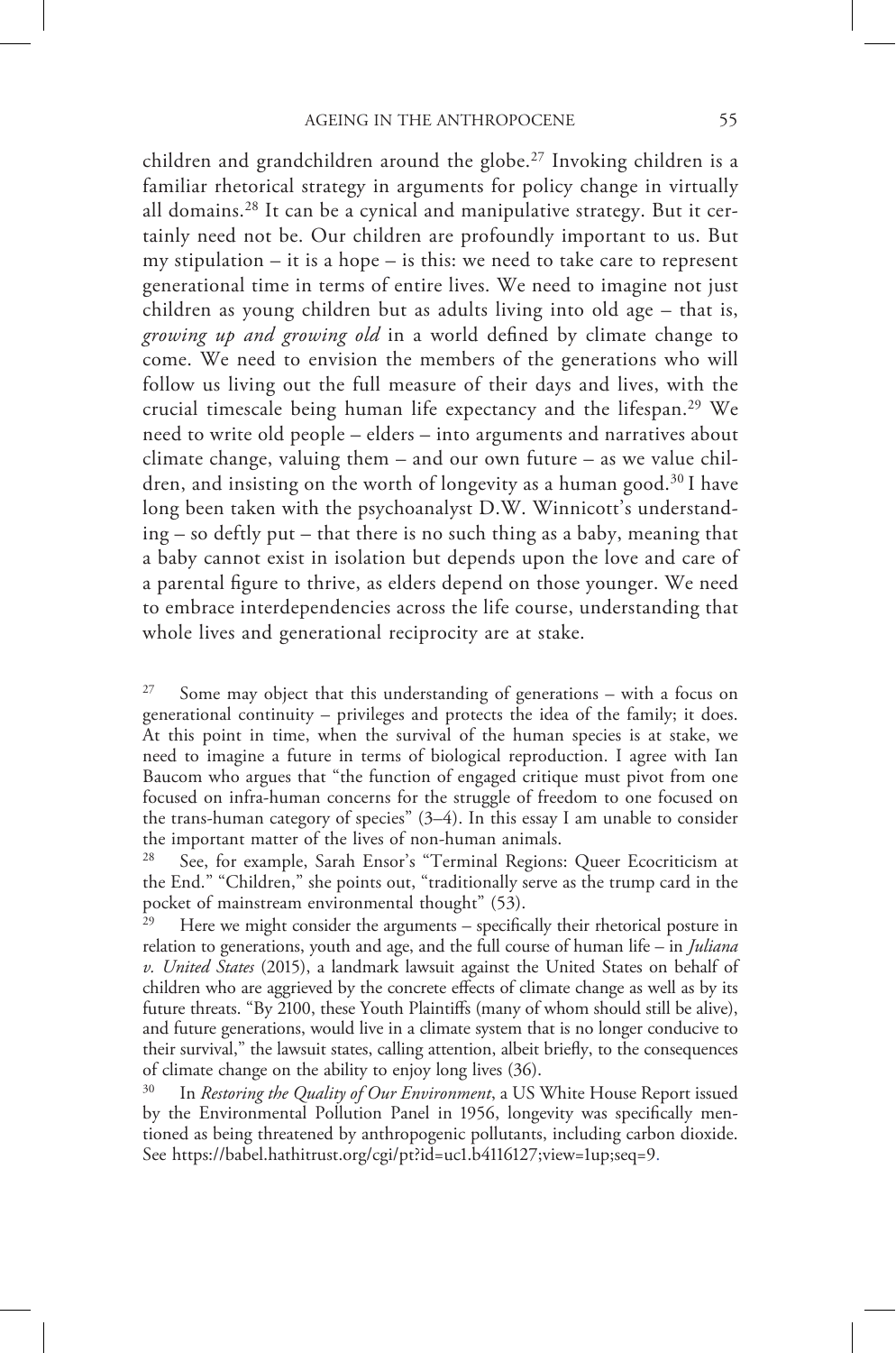children and grandchildren around the globe.[27] Invoking children is a familiar rhetorical strategy in arguments for policy change in virtually all domains.[28] It can be a cynical and manipulative strategy. But it certainly need not be. Our children are profoundly important to us. But my stipulation – it is a hope – is this: we need to take care to represent generational time in terms of entire lives. We need to imagine not just children as young children but as adults living into old age – that is, *growing up and growing old* in a world defined by climate change to come. We need to envision the members of the generations who will follow us living out the full measure of their days and lives, with the crucial timescale being human life expectancy and the lifespan.[29] We need to write old people – elders – into arguments and narratives about climate change, valuing them – and our own future – as we value children, and insisting on the worth of longevity as a human good.[30] I have long been taken with the psychoanalyst D.W. Winnicott's understanding – so deftly put – that there is no such thing as a baby, meaning that a baby cannot exist in isolation but depends upon the love and care of a parental figure to thrive, as elders depend on those younger. We need to embrace interdependencies across the life course, understanding that whole lives and generational reciprocity are at stake.

[27] Some may object that this understanding of generations – with a focus on generational continuity – privileges and protects the idea of the family; it does. At this point in time, when the survival of the human species is at stake, we need to imagine a future in terms of biological reproduction. I agree with Ian Baucom who argues that "the function of engaged critique must pivot from one focused on infra-human concerns for the struggle of freedom to one focused on the trans-human category of species" (3–4). In this essay I am unable to consider the important matter of the lives of non-human animals.

[28] See, for example, Sarah Ensor's "Terminal Regions: Queer Ecocriticism at the End." "Children," she points out, "traditionally serve as the trump card in the pocket of mainstream environmental thought" (53).

[29] Here we might consider the arguments – specifically their rhetorical posture in relation to generations, youth and age, and the full course of human life – in *Juliana v. United States* (2015), a landmark lawsuit against the United States on behalf of children who are aggrieved by the concrete effects of climate change as well as by its future threats. "By 2100, these Youth Plaintiffs (many of whom should still be alive), and future generations, would live in a climate system that is no longer conducive to their survival," the lawsuit states, calling attention, albeit briefly, to the consequences of climate change on the ability to enjoy long lives (36).

[30] In *Restoring the Quality of Our Environment*, a US White House Report issued by the Environmental Pollution Panel in 1956, longevity was specifically mentioned as being threatened by anthropogenic pollutants, including carbon dioxide. See https://babel.hathitrust.org/cgi/pt?id=uc1.b4116127;view=1up;seq=9.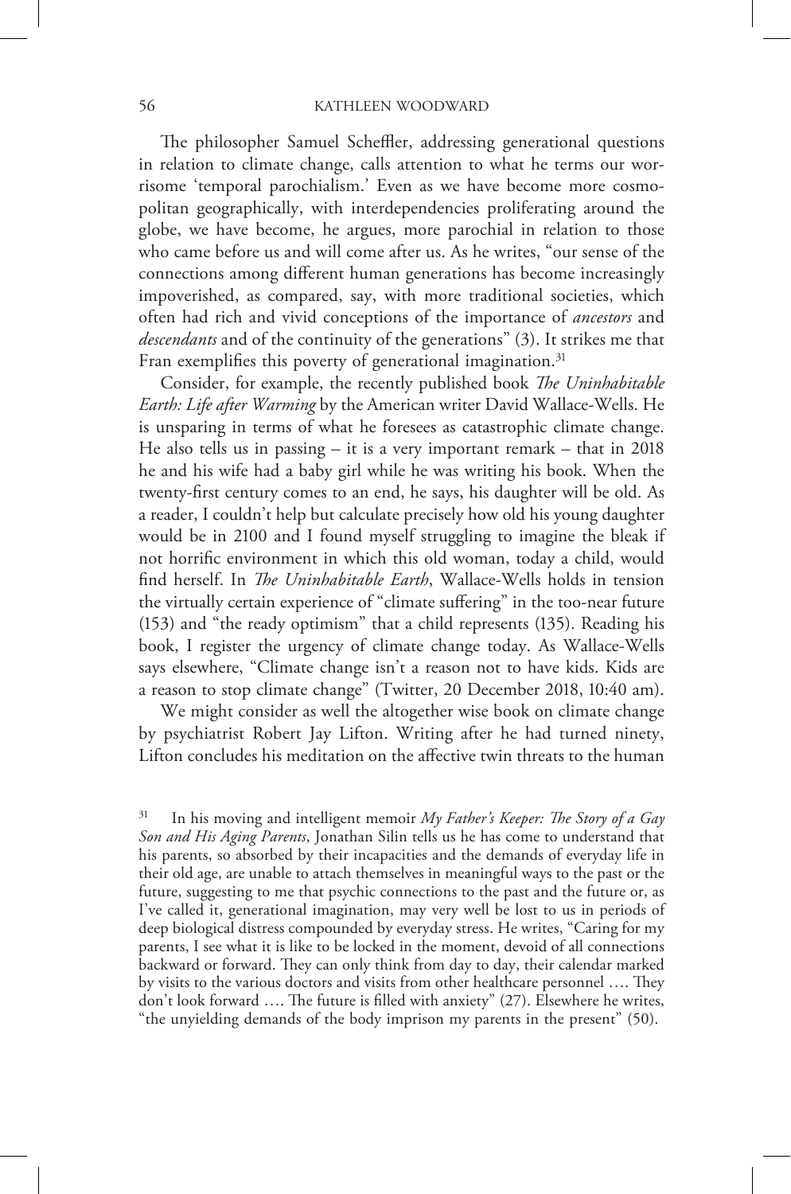The philosopher Samuel Scheffler, addressing generational questions in relation to climate change, calls attention to what he terms our worrisome 'temporal parochialism.' Even as we have become more cosmopolitan geographically, with interdependencies proliferating around the globe, we have become, he argues, more parochial in relation to those who came before us and will come after us. As he writes, "our sense of the connections among different human generations has become increasingly impoverished, as compared, say, with more traditional societies, which often had rich and vivid conceptions of the importance of *ancestors* and *descendants* and of the continuity of the generations" (3). It strikes me that Fran exemplifies this poverty of generational imagination.[31]

Consider, for example, the recently published book *The Uninhabitable Earth: Life after Warming* by the American writer David Wallace-Wells. He is unsparing in terms of what he foresees as catastrophic climate change. He also tells us in passing – it is a very important remark – that in 2018 he and his wife had a baby girl while he was writing his book. When the twenty-first century comes to an end, he says, his daughter will be old. As a reader, I couldn't help but calculate precisely how old his young daughter would be in 2100 and I found myself struggling to imagine the bleak if not horrific environment in which this old woman, today a child, would find herself. In *The Uninhabitable Earth*, Wallace-Wells holds in tension the virtually certain experience of "climate suffering" in the too-near future (153) and "the ready optimism" that a child represents (135). Reading his book, I register the urgency of climate change today. As Wallace-Wells says elsewhere, "Climate change isn't a reason not to have kids. Kids are a reason to stop climate change" (Twitter, 20 December 2018, 10:40 am).

We might consider as well the altogether wise book on climate change by psychiatrist Robert Jay Lifton. Writing after he had turned ninety, Lifton concludes his meditation on the affective twin threats to the human

[31] In his moving and intelligent memoir *My Father's Keeper: The Story of a Gay Son and His Aging Parents*, Jonathan Silin tells us he has come to understand that his parents, so absorbed by their incapacities and the demands of everyday life in their old age, are unable to attach themselves in meaningful ways to the past or the future, suggesting to me that psychic connections to the past and the future or, as I've called it, generational imagination, may very well be lost to us in periods of deep biological distress compounded by everyday stress. He writes, "Caring for my parents, I see what it is like to be locked in the moment, devoid of all connections backward or forward. They can only think from day to day, their calendar marked by visits to the various doctors and visits from other healthcare personnel …. They don't look forward …. The future is filled with anxiety" (27). Elsewhere he writes, "the unyielding demands of the body imprison my parents in the present" (50).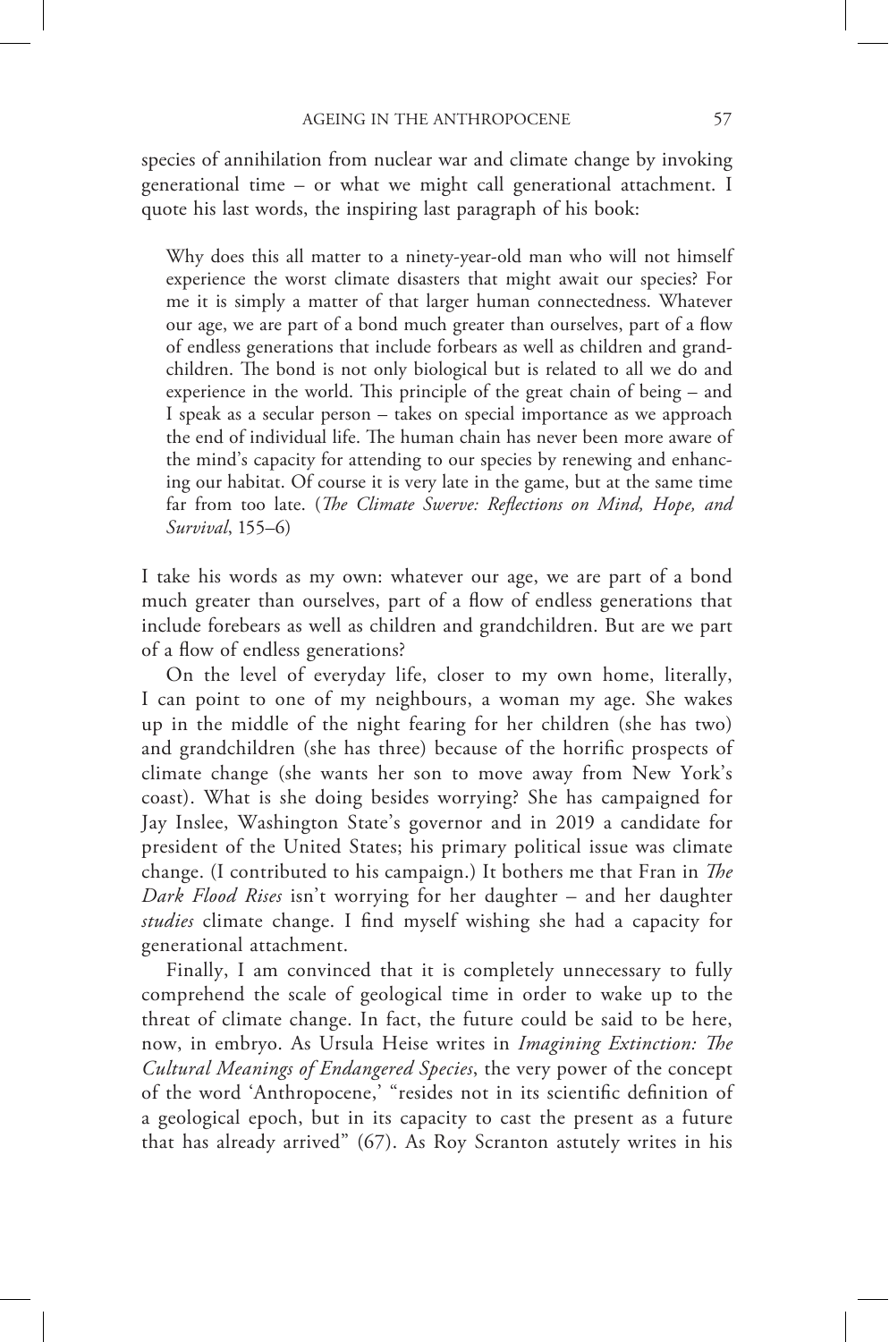species of annihilation from nuclear war and climate change by invoking generational time – or what we might call generational attachment. I quote his last words, the inspiring last paragraph of his book:

> Why does this all matter to a ninety-year-old man who will not himself experience the worst climate disasters that might await our species? For me it is simply a matter of that larger human connectedness. Whatever our age, we are part of a bond much greater than ourselves, part of a flow of endless generations that include forbears as well as children and grandchildren. The bond is not only biological but is related to all we do and experience in the world. This principle of the great chain of being – and I speak as a secular person – takes on special importance as we approach the end of individual life. The human chain has never been more aware of the mind's capacity for attending to our species by renewing and enhancing our habitat. Of course it is very late in the game, but at the same time far from too late. (*The Climate Swerve: Reflections on Mind, Hope, and Survival*, 155–6)

I take his words as my own: whatever our age, we are part of a bond much greater than ourselves, part of a flow of endless generations that include forebears as well as children and grandchildren. But are we part of a flow of endless generations?

On the level of everyday life, closer to my own home, literally, I can point to one of my neighbours, a woman my age. She wakes up in the middle of the night fearing for her children (she has two) and grandchildren (she has three) because of the horrific prospects of climate change (she wants her son to move away from New York's coast). What is she doing besides worrying? She has campaigned for Jay Inslee, Washington State's governor and in 2019 a candidate for president of the United States; his primary political issue was climate change. (I contributed to his campaign.) It bothers me that Fran in *The Dark Flood Rises* isn't worrying for her daughter – and her daughter *studies* climate change. I find myself wishing she had a capacity for generational attachment.

Finally, I am convinced that it is completely unnecessary to fully comprehend the scale of geological time in order to wake up to the threat of climate change. In fact, the future could be said to be here, now, in embryo. As Ursula Heise writes in *Imagining Extinction: The Cultural Meanings of Endangered Species*, the very power of the concept of the word 'Anthropocene,' "resides not in its scientific definition of a geological epoch, but in its capacity to cast the present as a future that has already arrived" (67). As Roy Scranton astutely writes in his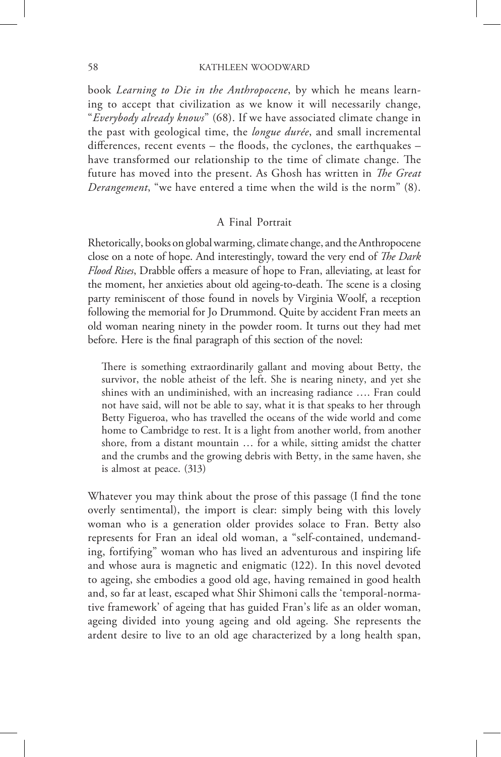book *Learning to Die in the Anthropocene*, by which he means learning to accept that civilization as we know it will necessarily change, "*Everybody already knows*" (68). If we have associated climate change in the past with geological time, the *longue durée*, and small incremental differences, recent events – the floods, the cyclones, the earthquakes – have transformed our relationship to the time of climate change. The future has moved into the present. As Ghosh has written in *The Great Derangement*, "we have entered a time when the wild is the norm" (8).

## A Final Portrait

Rhetorically, books on global warming, climate change, and the Anthropocene close on a note of hope. And interestingly, toward the very end of *The Dark Flood Rises*, Drabble offers a measure of hope to Fran, alleviating, at least for the moment, her anxieties about old ageing-to-death. The scene is a closing party reminiscent of those found in novels by Virginia Woolf, a reception following the memorial for Jo Drummond. Quite by accident Fran meets an old woman nearing ninety in the powder room. It turns out they had met before. Here is the final paragraph of this section of the novel:

> There is something extraordinarily gallant and moving about Betty, the survivor, the noble atheist of the left. She is nearing ninety, and yet she shines with an undiminished, with an increasing radiance …. Fran could not have said, will not be able to say, what it is that speaks to her through Betty Figueroa, who has travelled the oceans of the wide world and come home to Cambridge to rest. It is a light from another world, from another shore, from a distant mountain … for a while, sitting amidst the chatter and the crumbs and the growing debris with Betty, in the same haven, she is almost at peace. (313)

Whatever you may think about the prose of this passage (I find the tone overly sentimental), the import is clear: simply being with this lovely woman who is a generation older provides solace to Fran. Betty also represents for Fran an ideal old woman, a "self-contained, undemanding, fortifying" woman who has lived an adventurous and inspiring life and whose aura is magnetic and enigmatic (122). In this novel devoted to ageing, she embodies a good old age, having remained in good health and, so far at least, escaped what Shir Shimoni calls the 'temporal-normative framework' of ageing that has guided Fran's life as an older woman, ageing divided into young ageing and old ageing. She represents the ardent desire to live to an old age characterized by a long health span,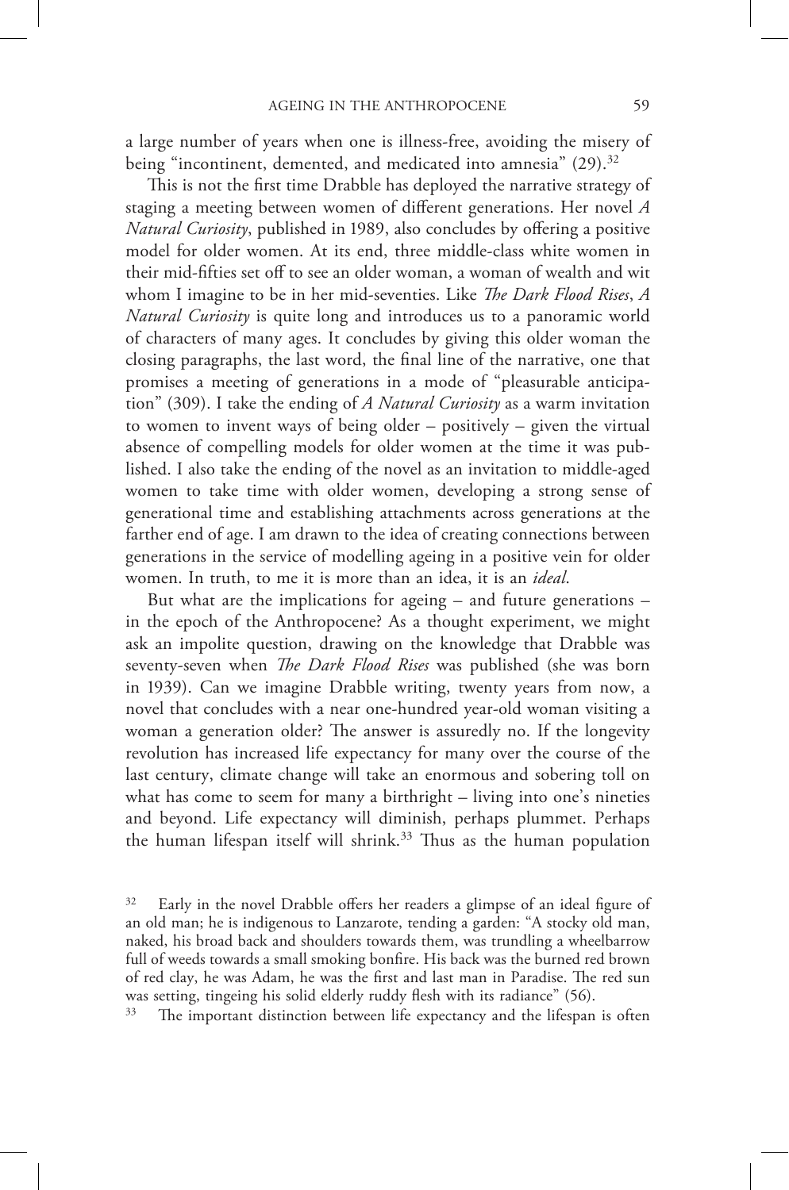a large number of years when one is illness-free, avoiding the misery of being "incontinent, demented, and medicated into amnesia" (29).[32]

This is not the first time Drabble has deployed the narrative strategy of staging a meeting between women of different generations. Her novel *A Natural Curiosity*, published in 1989, also concludes by offering a positive model for older women. At its end, three middle-class white women in their mid-fifties set off to see an older woman, a woman of wealth and wit whom I imagine to be in her mid-seventies. Like *The Dark Flood Rises*, *A Natural Curiosity* is quite long and introduces us to a panoramic world of characters of many ages. It concludes by giving this older woman the closing paragraphs, the last word, the final line of the narrative, one that promises a meeting of generations in a mode of "pleasurable anticipation" (309). I take the ending of *A Natural Curiosity* as a warm invitation to women to invent ways of being older – positively – given the virtual absence of compelling models for older women at the time it was published. I also take the ending of the novel as an invitation to middle-aged women to take time with older women, developing a strong sense of generational time and establishing attachments across generations at the farther end of age. I am drawn to the idea of creating connections between generations in the service of modelling ageing in a positive vein for older women. In truth, to me it is more than an idea, it is an *ideal*.

But what are the implications for ageing – and future generations – in the epoch of the Anthropocene? As a thought experiment, we might ask an impolite question, drawing on the knowledge that Drabble was seventy-seven when *The Dark Flood Rises* was published (she was born in 1939). Can we imagine Drabble writing, twenty years from now, a novel that concludes with a near one-hundred year-old woman visiting a woman a generation older? The answer is assuredly no. If the longevity revolution has increased life expectancy for many over the course of the last century, climate change will take an enormous and sobering toll on what has come to seem for many a birthright – living into one's nineties and beyond. Life expectancy will diminish, perhaps plummet. Perhaps the human lifespan itself will shrink.[33] Thus as the human population

[32] Early in the novel Drabble offers her readers a glimpse of an ideal figure of an old man; he is indigenous to Lanzarote, tending a garden: "A stocky old man, naked, his broad back and shoulders towards them, was trundling a wheelbarrow full of weeds towards a small smoking bonfire. His back was the burned red brown of red clay, he was Adam, he was the first and last man in Paradise. The red sun was setting, tingeing his solid elderly ruddy flesh with its radiance" (56).

[33] The important distinction between life expectancy and the lifespan is often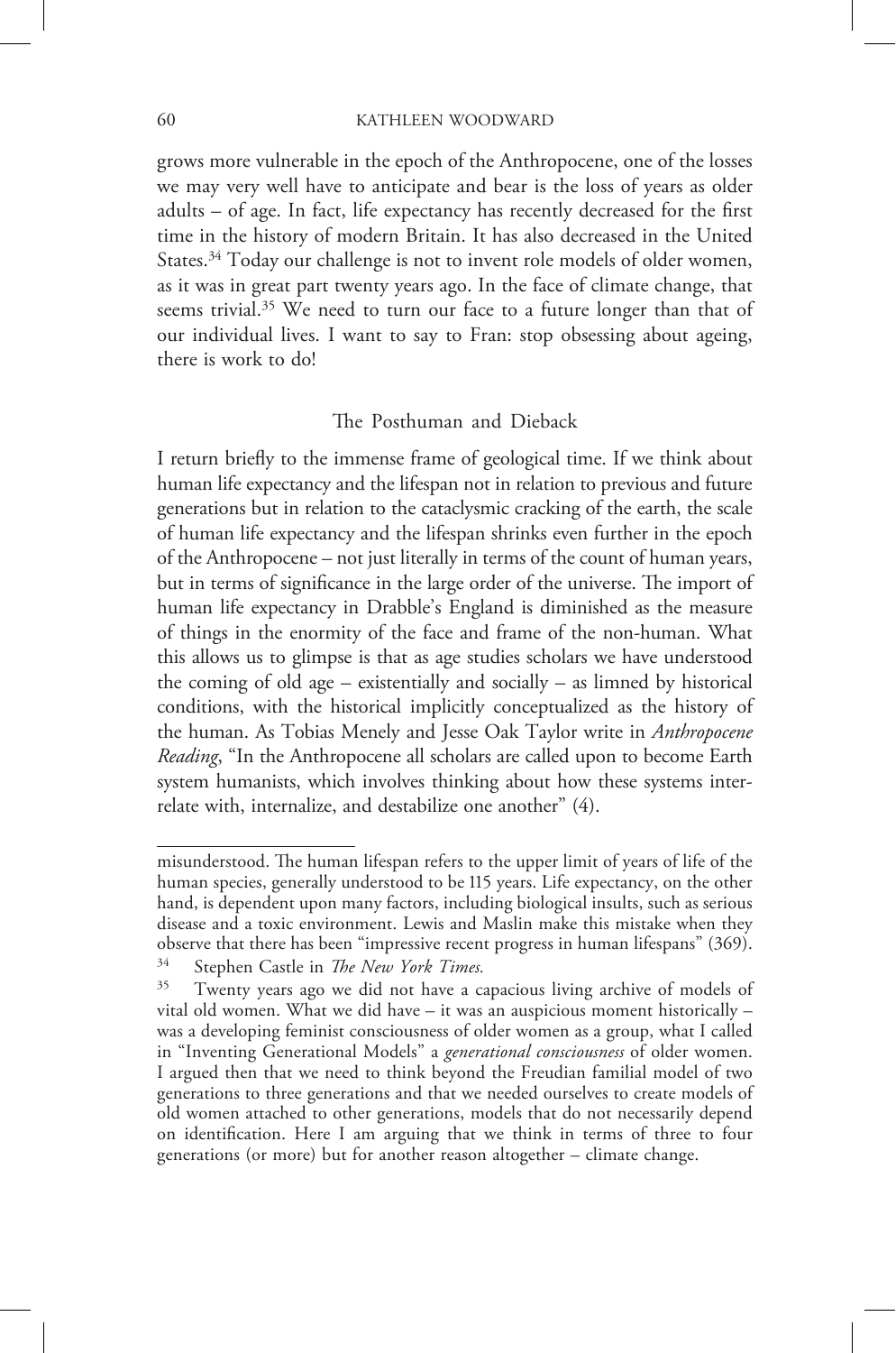grows more vulnerable in the epoch of the Anthropocene, one of the losses we may very well have to anticipate and bear is the loss of years as older adults – of age. In fact, life expectancy has recently decreased for the first time in the history of modern Britain. It has also decreased in the United States.[34] Today our challenge is not to invent role models of older women, as it was in great part twenty years ago. In the face of climate change, that seems trivial.[35] We need to turn our face to a future longer than that of our individual lives. I want to say to Fran: stop obsessing about ageing, there is work to do!

## The Posthuman and Dieback

I return briefly to the immense frame of geological time. If we think about human life expectancy and the lifespan not in relation to previous and future generations but in relation to the cataclysmic cracking of the earth, the scale of human life expectancy and the lifespan shrinks even further in the epoch of the Anthropocene – not just literally in terms of the count of human years, but in terms of significance in the large order of the universe. The import of human life expectancy in Drabble's England is diminished as the measure of things in the enormity of the face and frame of the non-human. What this allows us to glimpse is that as age studies scholars we have understood the coming of old age – existentially and socially – as limned by historical conditions, with the historical implicitly conceptualized as the history of the human. As Tobias Menely and Jesse Oak Taylor write in *Anthropocene Reading*, "In the Anthropocene all scholars are called upon to become Earth system humanists, which involves thinking about how these systems interrelate with, internalize, and destabilize one another" (4).

---

misunderstood. The human lifespan refers to the upper limit of years of life of the human species, generally understood to be 115 years. Life expectancy, on the other hand, is dependent upon many factors, including biological insults, such as serious disease and a toxic environment. Lewis and Maslin make this mistake when they observe that there has been "impressive recent progress in human lifespans" (369).

[34] Stephen Castle in *The New York Times.*

[35] Twenty years ago we did not have a capacious living archive of models of vital old women. What we did have – it was an auspicious moment historically – was a developing feminist consciousness of older women as a group, what I called in "Inventing Generational Models" a *generational consciousness* of older women. I argued then that we need to think beyond the Freudian familial model of two generations to three generations and that we needed ourselves to create models of old women attached to other generations, models that do not necessarily depend on identification. Here I am arguing that we think in terms of three to four generations (or more) but for another reason altogether – climate change.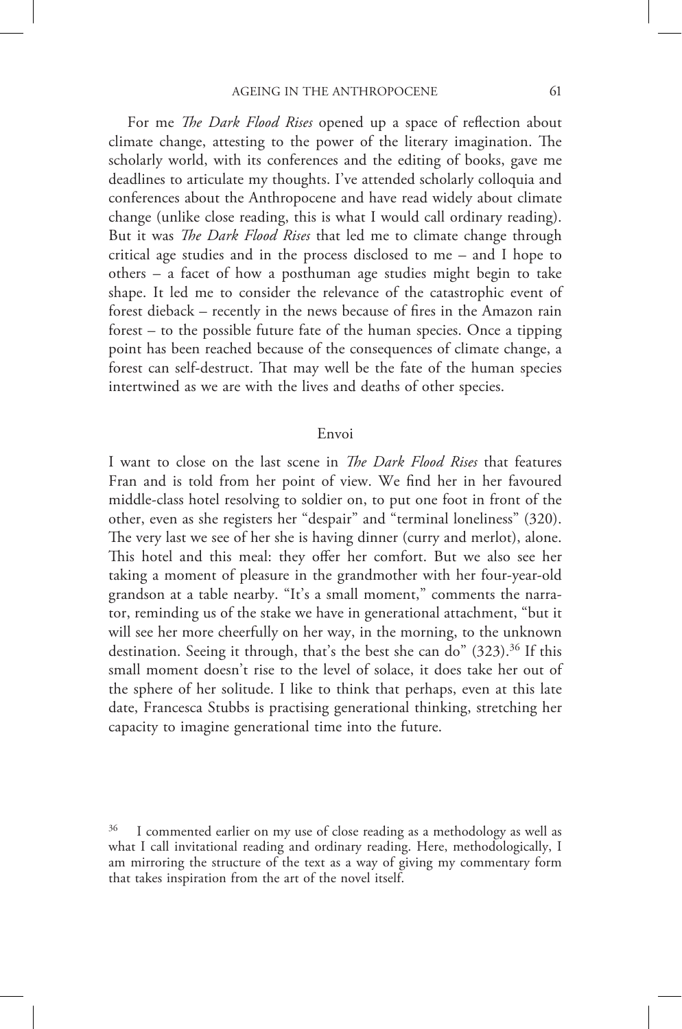For me *The Dark Flood Rises* opened up a space of reflection about climate change, attesting to the power of the literary imagination. The scholarly world, with its conferences and the editing of books, gave me deadlines to articulate my thoughts. I've attended scholarly colloquia and conferences about the Anthropocene and have read widely about climate change (unlike close reading, this is what I would call ordinary reading). But it was *The Dark Flood Rises* that led me to climate change through critical age studies and in the process disclosed to me – and I hope to others – a facet of how a posthuman age studies might begin to take shape. It led me to consider the relevance of the catastrophic event of forest dieback – recently in the news because of fires in the Amazon rain forest – to the possible future fate of the human species. Once a tipping point has been reached because of the consequences of climate change, a forest can self-destruct. That may well be the fate of the human species intertwined as we are with the lives and deaths of other species.

## Envoi

I want to close on the last scene in *The Dark Flood Rises* that features Fran and is told from her point of view. We find her in her favoured middle-class hotel resolving to soldier on, to put one foot in front of the other, even as she registers her "despair" and "terminal loneliness" (320). The very last we see of her she is having dinner (curry and merlot), alone. This hotel and this meal: they offer her comfort. But we also see her taking a moment of pleasure in the grandmother with her four-year-old grandson at a table nearby. "It's a small moment," comments the narrator, reminding us of the stake we have in generational attachment, "but it will see her more cheerfully on her way, in the morning, to the unknown destination. Seeing it through, that's the best she can do" (323).[36] If this small moment doesn't rise to the level of solace, it does take her out of the sphere of her solitude. I like to think that perhaps, even at this late date, Francesca Stubbs is practising generational thinking, stretching her capacity to imagine generational time into the future.

[36] I commented earlier on my use of close reading as a methodology as well as what I call invitational reading and ordinary reading. Here, methodologically, I am mirroring the structure of the text as a way of giving my commentary form that takes inspiration from the art of the novel itself.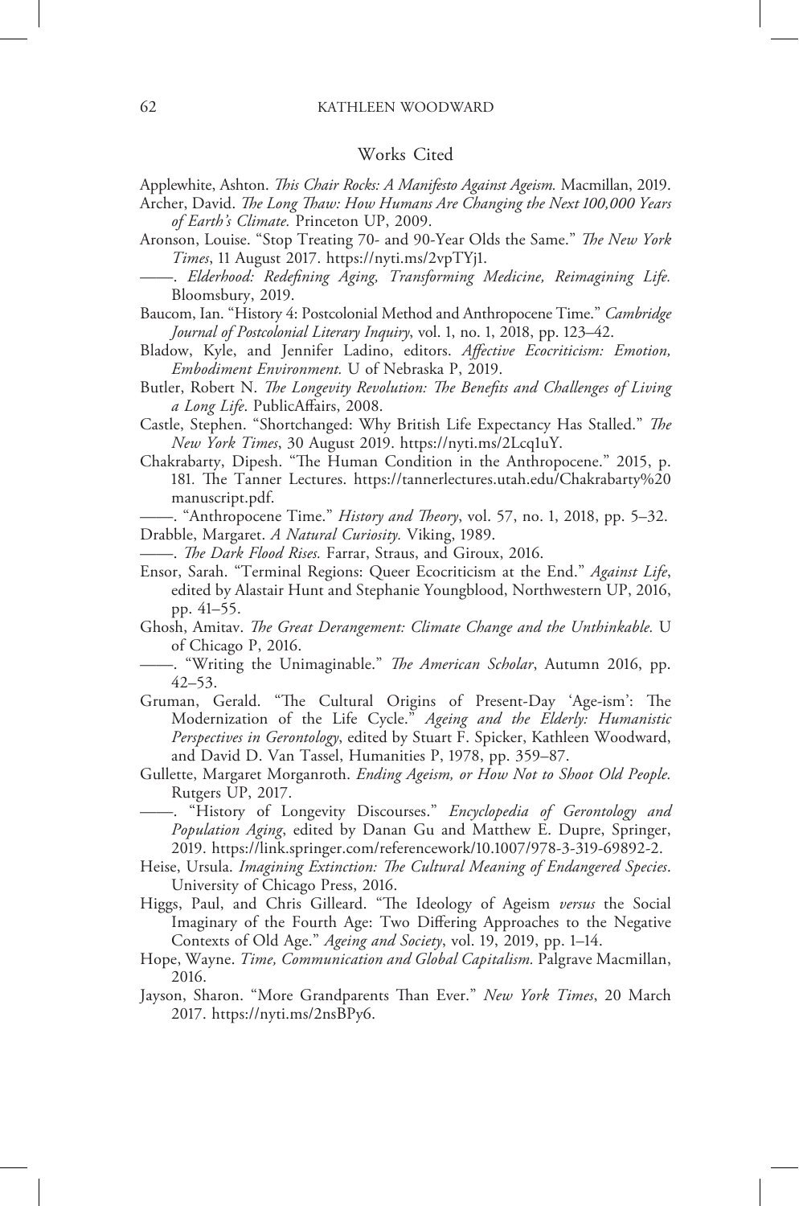## Works Cited

Applewhite, Ashton. *This Chair Rocks: A Manifesto Against Ageism.* Macmillan, 2019.

Archer, David. *The Long Thaw: How Humans Are Changing the Next 100,000 Years of Earth's Climate.* Princeton UP, 2009.

Aronson, Louise. "Stop Treating 70- and 90-Year Olds the Same." *The New York Times*, 11 August 2017. https://nyti.ms/2vpTYj1.

——. *Elderhood: Redefining Aging, Transforming Medicine, Reimagining Life.* Bloomsbury, 2019.

Baucom, Ian. "History 4: Postcolonial Method and Anthropocene Time." *Cambridge Journal of Postcolonial Literary Inquiry*, vol. 1, no. 1, 2018, pp. 123–42.

Bladow, Kyle, and Jennifer Ladino, editors. *Affective Ecocriticism: Emotion, Embodiment Environment.* U of Nebraska P, 2019.

Butler, Robert N. *The Longevity Revolution: The Benefits and Challenges of Living a Long Life*. PublicAffairs, 2008.

Castle, Stephen. "Shortchanged: Why British Life Expectancy Has Stalled." *The New York Times*, 30 August 2019. https://nyti.ms/2Lcq1uY.

Chakrabarty, Dipesh. "The Human Condition in the Anthropocene." 2015, p. 181. The Tanner Lectures. https://tannerlectures.utah.edu/Chakrabarty%20manuscript.pdf.

——. "Anthropocene Time." *History and Theory*, vol. 57, no. 1, 2018, pp. 5–32.

Drabble, Margaret. *A Natural Curiosity.* Viking, 1989.

——. *The Dark Flood Rises.* Farrar, Straus, and Giroux, 2016.

Ensor, Sarah. "Terminal Regions: Queer Ecocriticism at the End." *Against Life*, edited by Alastair Hunt and Stephanie Youngblood, Northwestern UP, 2016, pp. 41–55.

Ghosh, Amitav. *The Great Derangement: Climate Change and the Unthinkable.* U of Chicago P, 2016.

——. "Writing the Unimaginable." *The American Scholar*, Autumn 2016, pp. 42–53.

Gruman, Gerald. "The Cultural Origins of Present-Day 'Age-ism': The Modernization of the Life Cycle." *Ageing and the Elderly: Humanistic Perspectives in Gerontology*, edited by Stuart F. Spicker, Kathleen Woodward, and David D. Van Tassel, Humanities P, 1978, pp. 359–87.

Gullette, Margaret Morganroth. *Ending Ageism, or How Not to Shoot Old People.* Rutgers UP, 2017.

——. "History of Longevity Discourses." *Encyclopedia of Gerontology and Population Aging*, edited by Danan Gu and Matthew E. Dupre, Springer, 2019. https://link.springer.com/referencework/10.1007/978-3-319-69892-2.

Heise, Ursula. *Imagining Extinction: The Cultural Meaning of Endangered Species*. University of Chicago Press, 2016.

Higgs, Paul, and Chris Gilleard. "The Ideology of Ageism *versus* the Social Imaginary of the Fourth Age: Two Differing Approaches to the Negative Contexts of Old Age." *Ageing and Society*, vol. 19, 2019, pp. 1–14.

Hope, Wayne. *Time, Communication and Global Capitalism.* Palgrave Macmillan, 2016.

Jayson, Sharon. "More Grandparents Than Ever." *New York Times*, 20 March 2017. https://nyti.ms/2nsBPy6.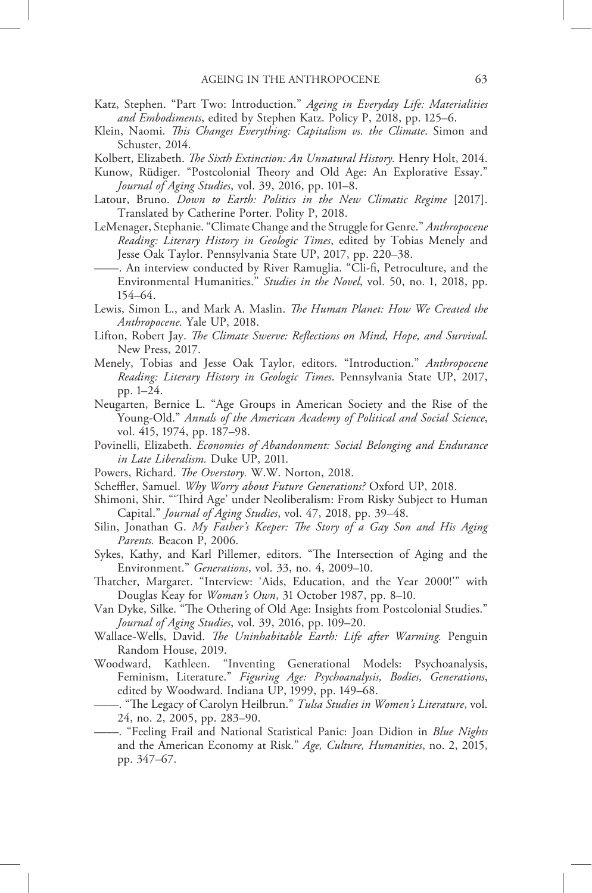Katz, Stephen. "Part Two: Introduction." *Ageing in Everyday Life: Materialities and Embodiments*, edited by Stephen Katz. Policy P, 2018, pp. 125–6.

Klein, Naomi. *This Changes Everything: Capitalism vs. the Climate*. Simon and Schuster, 2014.

Kolbert, Elizabeth. *The Sixth Extinction: An Unnatural History.* Henry Holt, 2014.

Kunow, Rüdiger. "Postcolonial Theory and Old Age: An Explorative Essay." *Journal of Aging Studies*, vol. 39, 2016, pp. 101–8.

Latour, Bruno. *Down to Earth: Politics in the New Climatic Regime* [2017]. Translated by Catherine Porter. Polity P, 2018.

LeMenager, Stephanie. "Climate Change and the Struggle for Genre." *Anthropocene Reading: Literary History in Geologic Times*, edited by Tobias Menely and Jesse Oak Taylor. Pennsylvania State UP, 2017, pp. 220–38.

——. An interview conducted by River Ramuglia. "Cli-fi, Petroculture, and the Environmental Humanities." *Studies in the Novel*, vol. 50, no. 1, 2018, pp. 154–64.

Lewis, Simon L., and Mark A. Maslin. *The Human Planet: How We Created the Anthropocene.* Yale UP, 2018.

Lifton, Robert Jay. *The Climate Swerve: Reflections on Mind, Hope, and Survival*. New Press, 2017.

Menely, Tobias and Jesse Oak Taylor, editors. "Introduction." *Anthropocene Reading: Literary History in Geologic Times*. Pennsylvania State UP, 2017, pp. 1–24.

Neugarten, Bernice L. "Age Groups in American Society and the Rise of the Young-Old." *Annals of the American Academy of Political and Social Science*, vol. 415, 1974, pp. 187–98.

Povinelli, Elizabeth. *Economies of Abandonment: Social Belonging and Endurance in Late Liberalism.* Duke UP, 2011.

Powers, Richard. *The Overstory.* W.W. Norton, 2018.

Scheffler, Samuel. *Why Worry about Future Generations?* Oxford UP, 2018.

Shimoni, Shir. "'Third Age' under Neoliberalism: From Risky Subject to Human Capital." *Journal of Aging Studies*, vol. 47, 2018, pp. 39–48.

Silin, Jonathan G. *My Father's Keeper: The Story of a Gay Son and His Aging Parents.* Beacon P, 2006.

Sykes, Kathy, and Karl Pillemer, editors. "The Intersection of Aging and the Environment." *Generations*, vol. 33, no. 4, 2009–10.

Thatcher, Margaret. "Interview: 'Aids, Education, and the Year 2000!'" with Douglas Keay for *Woman's Own*, 31 October 1987, pp. 8–10.

Van Dyke, Silke. "The Othering of Old Age: Insights from Postcolonial Studies." *Journal of Aging Studies*, vol. 39, 2016, pp. 109–20.

Wallace-Wells, David. *The Uninhabitable Earth: Life after Warming.* Penguin Random House, 2019.

Woodward, Kathleen. "Inventing Generational Models: Psychoanalysis, Feminism, Literature." *Figuring Age: Psychoanalysis, Bodies, Generations*, edited by Woodward. Indiana UP, 1999, pp. 149–68.

——. "The Legacy of Carolyn Heilbrun." *Tulsa Studies in Women's Literature*, vol. 24, no. 2, 2005, pp. 283–90.

——. "Feeling Frail and National Statistical Panic: Joan Didion in *Blue Nights* and the American Economy at Risk." *Age, Culture, Humanities*, no. 2, 2015, pp. 347–67.